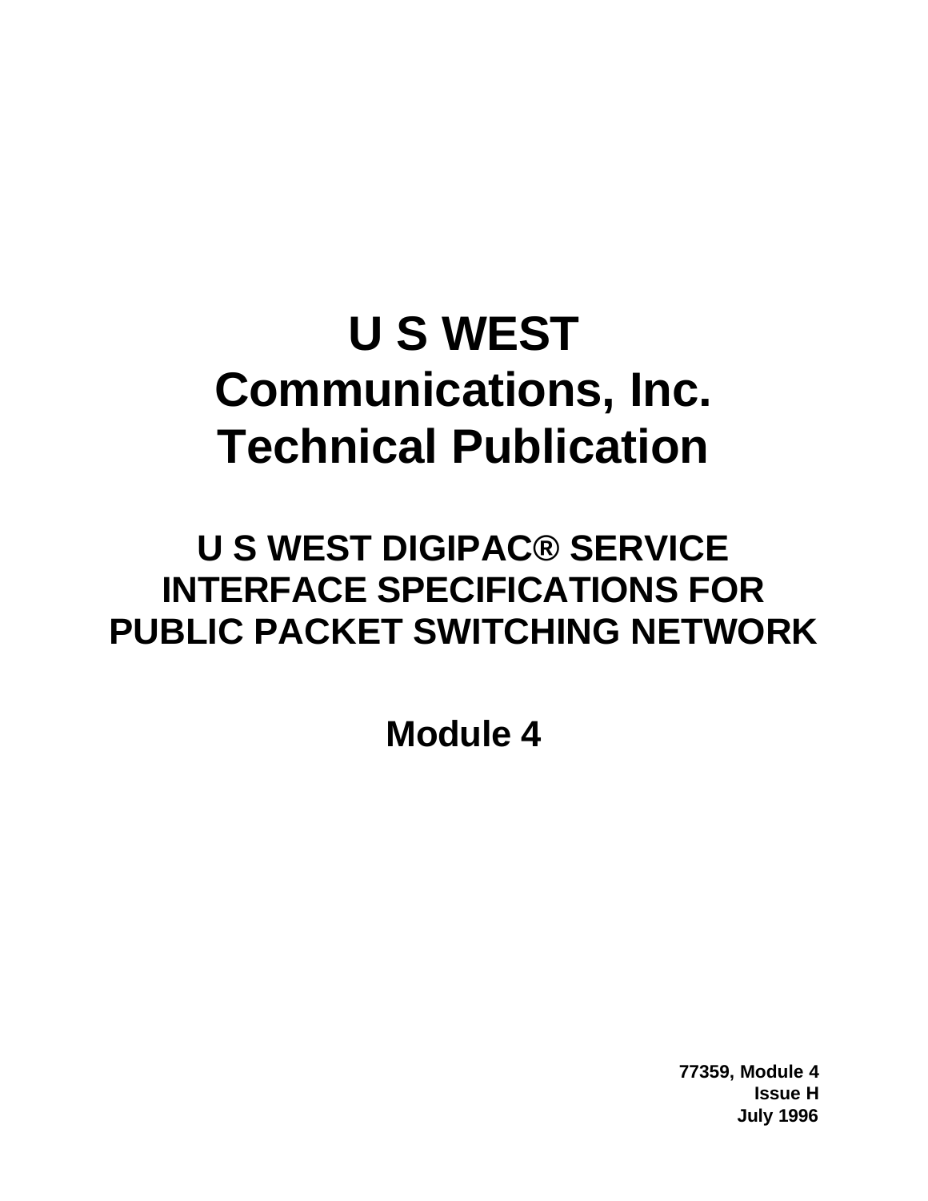# U S WEST Communications, Inc. Technical Publication

## U S WEST DIGIPAC® SERVICE INTERFACE SPECIFICATIONS FOR PUBLIC PACKET SWITCHING NETWORK

## Module 4

**77359, Module 4**
**Issue H**
**July 1996**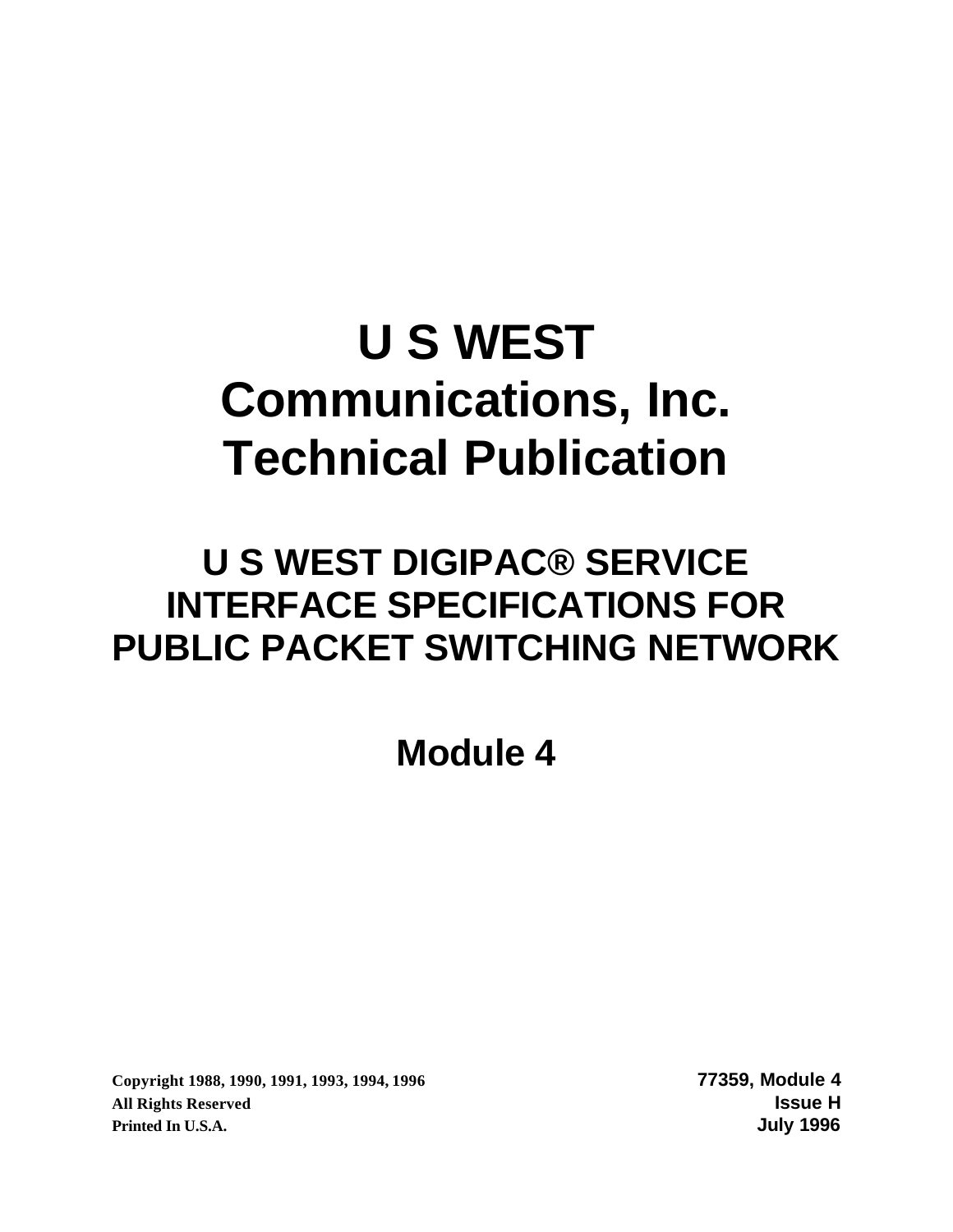# U S WEST Communications, Inc. Technical Publication

## U S WEST DIGIPAC® SERVICE INTERFACE SPECIFICATIONS FOR PUBLIC PACKET SWITCHING NETWORK

## Module 4

**Copyright 1988, 1990, 1991, 1993, 1994, 1996**
**All Rights Reserved**
**Printed In U.S.A.**

**77359, Module 4**
**Issue H**
**July 1996**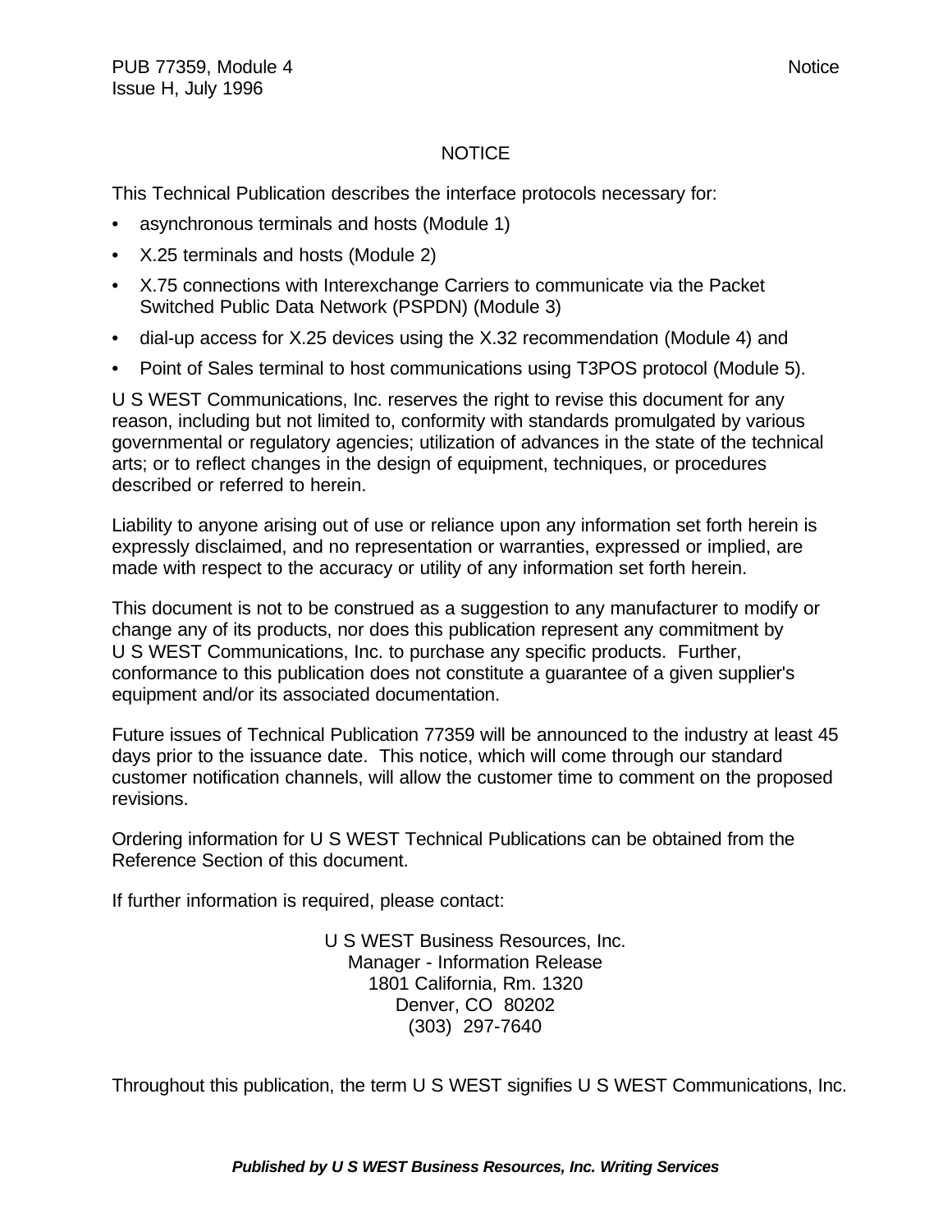# NOTICE

This Technical Publication describes the interface protocols necessary for:

- asynchronous terminals and hosts (Module 1)
- X.25 terminals and hosts (Module 2)
- X.75 connections with Interexchange Carriers to communicate via the Packet Switched Public Data Network (PSPDN) (Module 3)
- dial-up access for X.25 devices using the X.32 recommendation (Module 4) and
- Point of Sales terminal to host communications using T3POS protocol (Module 5).

U S WEST Communications, Inc. reserves the right to revise this document for any reason, including but not limited to, conformity with standards promulgated by various governmental or regulatory agencies; utilization of advances in the state of the technical arts; or to reflect changes in the design of equipment, techniques, or procedures described or referred to herein.

Liability to anyone arising out of use or reliance upon any information set forth herein is expressly disclaimed, and no representation or warranties, expressed or implied, are made with respect to the accuracy or utility of any information set forth herein.

This document is not to be construed as a suggestion to any manufacturer to modify or change any of its products, nor does this publication represent any commitment by U S WEST Communications, Inc. to purchase any specific products. Further, conformance to this publication does not constitute a guarantee of a given supplier's equipment and/or its associated documentation.

Future issues of Technical Publication 77359 will be announced to the industry at least 45 days prior to the issuance date. This notice, which will come through our standard customer notification channels, will allow the customer time to comment on the proposed revisions.

Ordering information for U S WEST Technical Publications can be obtained from the Reference Section of this document.

If further information is required, please contact:

U S WEST Business Resources, Inc.
Manager - Information Release
1801 California, Rm. 1320
Denver, CO 80202
(303) 297-7640

Throughout this publication, the term U S WEST signifies U S WEST Communications, Inc.

***Published by U S WEST Business Resources, Inc. Writing Services***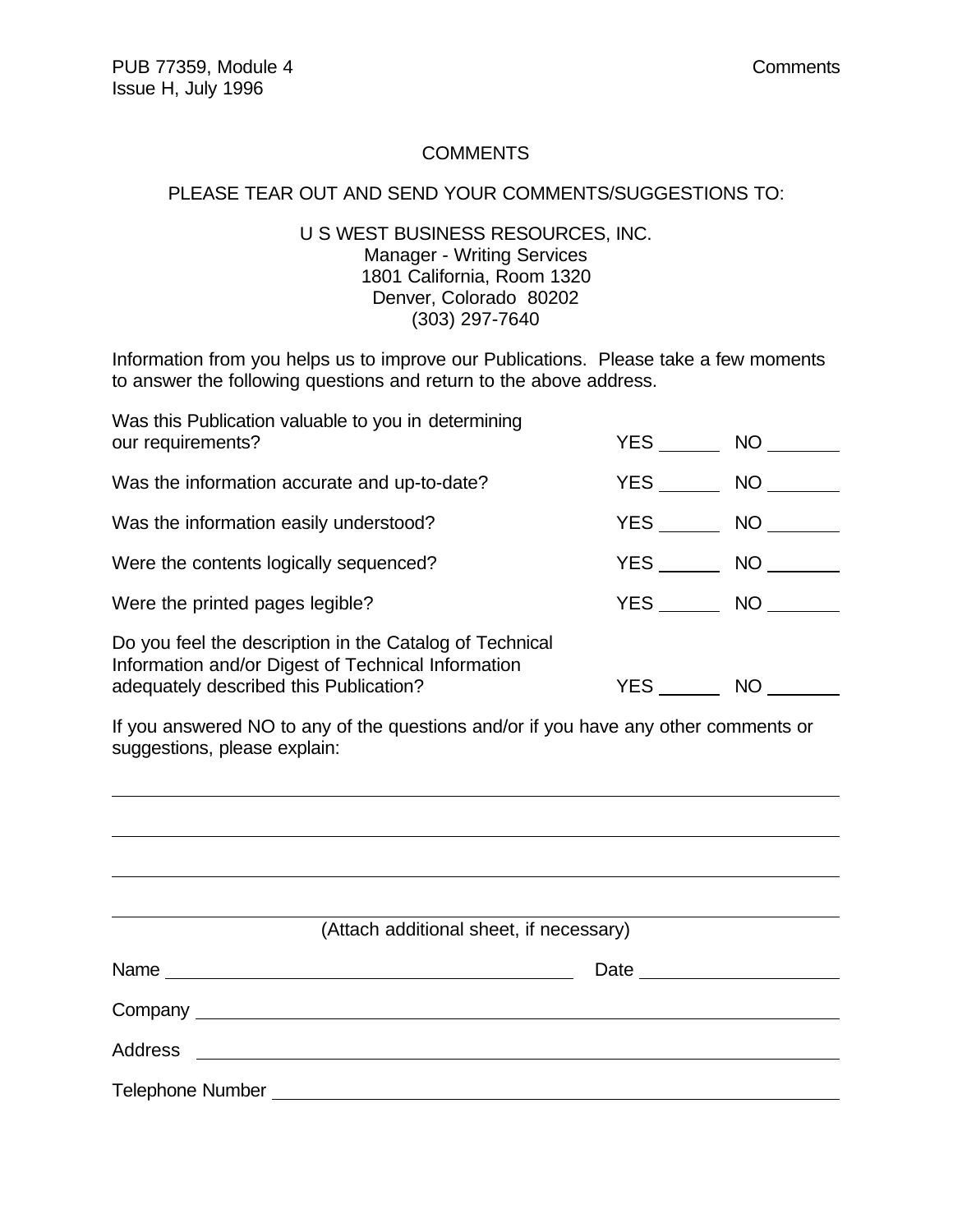# COMMENTS

PLEASE TEAR OUT AND SEND YOUR COMMENTS/SUGGESTIONS TO:

U S WEST BUSINESS RESOURCES, INC.
Manager - Writing Services
1801 California, Room 1320
Denver, Colorado 80202
(303) 297-7640

Information from you helps us to improve our Publications. Please take a few moments to answer the following questions and return to the above address.

| | | |
|---|---|---|
| Was this Publication valuable to you in determining our requirements? | YES ______ | NO _______ |
| Was the information accurate and up-to-date? | YES ______ | NO _______ |
| Was the information easily understood? | YES ______ | NO _______ |
| Were the contents logically sequenced? | YES ______ | NO _______ |
| Were the printed pages legible? | YES ______ | NO _______ |
| Do you feel the description in the Catalog of Technical Information and/or Digest of Technical Information adequately described this Publication? | YES ______ | NO _______ |

If you answered NO to any of the questions and/or if you have any other comments or suggestions, please explain:

______________________________________________________________________

______________________________________________________________________

______________________________________________________________________

______________________________________________________________________

(Attach additional sheet, if necessary)

Name ________________________________________ Date ____________________

Company ______________________________________________________________

Address _______________________________________________________________

Telephone Number ______________________________________________________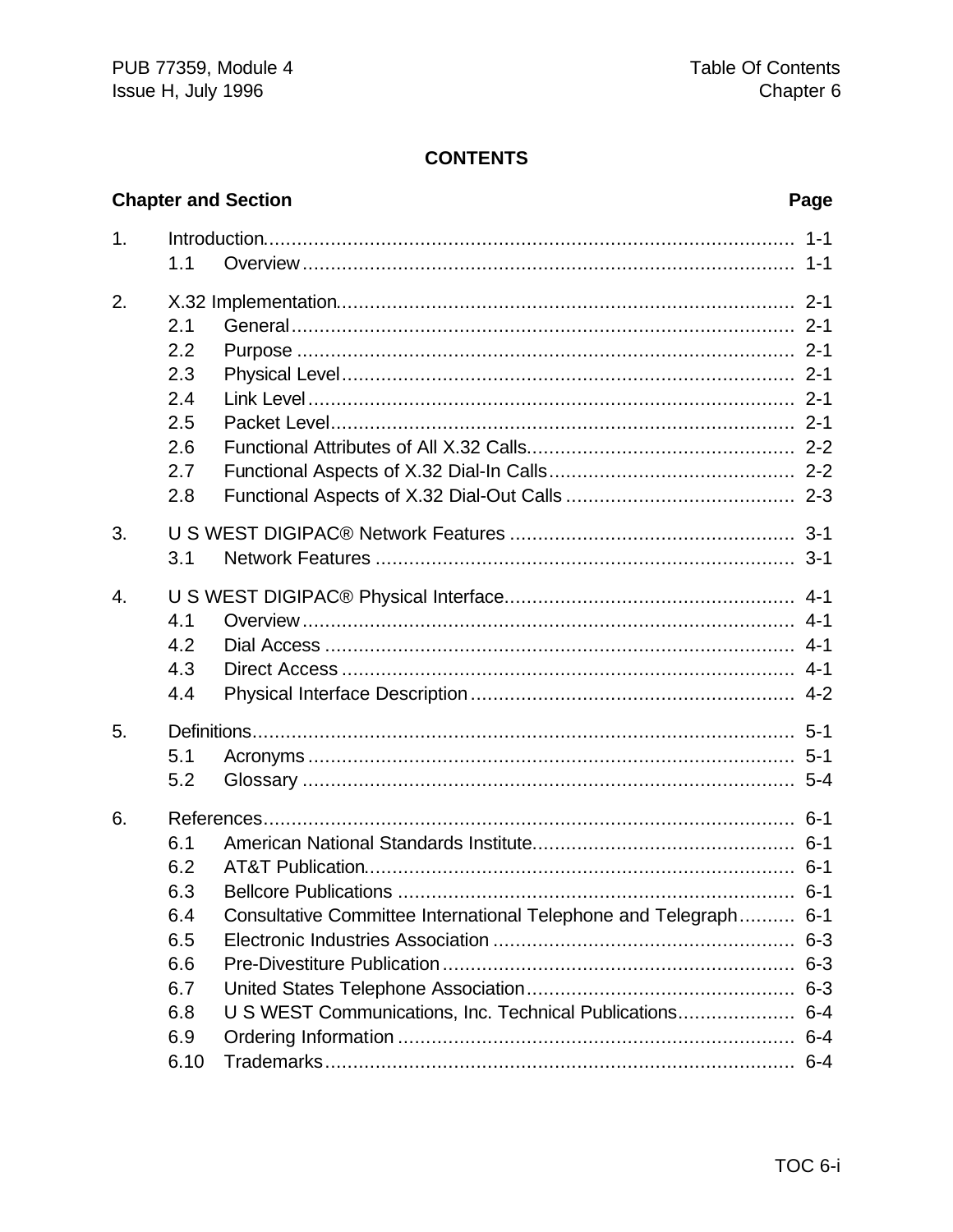# CONTENTS

| Chapter and Section | | Page |
|---|---|---|
| 1. | Introduction | 1-1 |
| | 1.1 Overview | 1-1 |
| 2. | X.32 Implementation | 2-1 |
| | 2.1 General | 2-1 |
| | 2.2 Purpose | 2-1 |
| | 2.3 Physical Level | 2-1 |
| | 2.4 Link Level | 2-1 |
| | 2.5 Packet Level | 2-1 |
| | 2.6 Functional Attributes of All X.32 Calls | 2-2 |
| | 2.7 Functional Aspects of X.32 Dial-In Calls | 2-2 |
| | 2.8 Functional Aspects of X.32 Dial-Out Calls | 2-3 |
| 3. | U S WEST DIGIPAC® Network Features | 3-1 |
| | 3.1 Network Features | 3-1 |
| 4. | U S WEST DIGIPAC® Physical Interface | 4-1 |
| | 4.1 Overview | 4-1 |
| | 4.2 Dial Access | 4-1 |
| | 4.3 Direct Access | 4-1 |
| | 4.4 Physical Interface Description | 4-2 |
| 5. | Definitions | 5-1 |
| | 5.1 Acronyms | 5-1 |
| | 5.2 Glossary | 5-4 |
| 6. | References | 6-1 |
| | 6.1 American National Standards Institute | 6-1 |
| | 6.2 AT&T Publication | 6-1 |
| | 6.3 Bellcore Publications | 6-1 |
| | 6.4 Consultative Committee International Telephone and Telegraph | 6-1 |
| | 6.5 Electronic Industries Association | 6-3 |
| | 6.6 Pre-Divestiture Publication | 6-3 |
| | 6.7 United States Telephone Association | 6-3 |
| | 6.8 U S WEST Communications, Inc. Technical Publications | 6-4 |
| | 6.9 Ordering Information | 6-4 |
| | 6.10 Trademarks | 6-4 |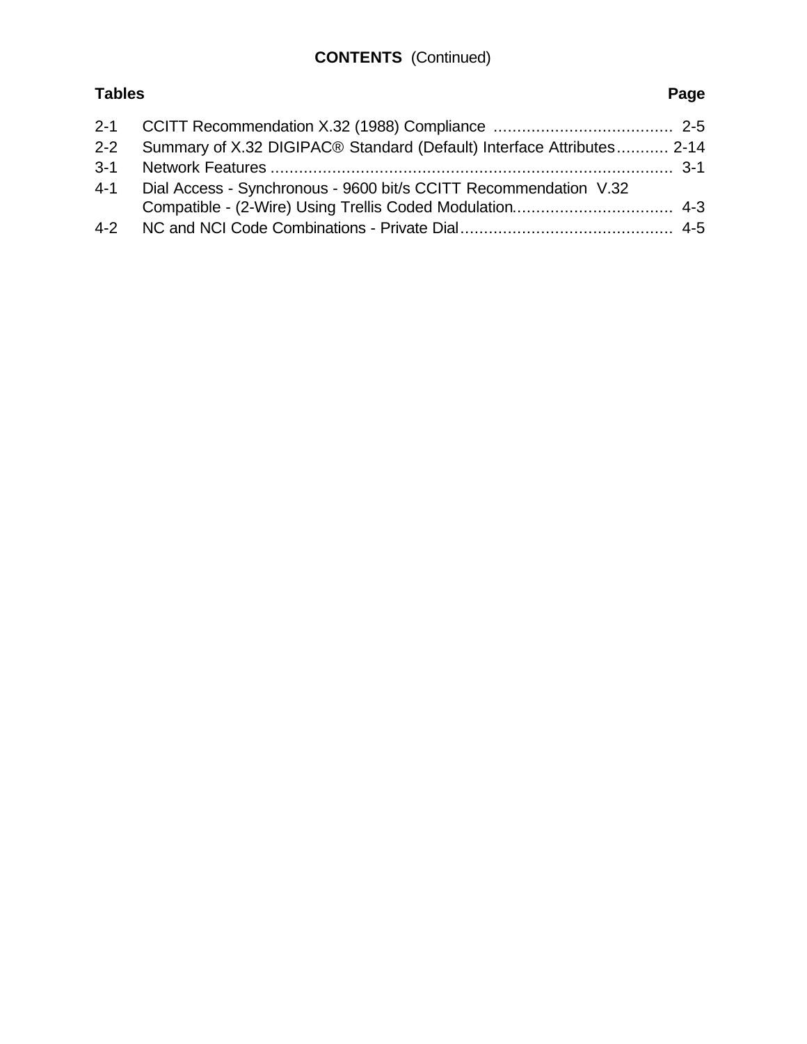**CONTENTS** (Continued)

| Tables | | Page |
|---|---|---|
| 2-1 | CCITT Recommendation X.32 (1988) Compliance | 2-5 |
| 2-2 | Summary of X.32 DIGIPAC® Standard (Default) Interface Attributes | 2-14 |
| 3-1 | Network Features | 3-1 |
| 4-1 | Dial Access - Synchronous - 9600 bit/s CCITT Recommendation V.32 Compatible - (2-Wire) Using Trellis Coded Modulation | 4-3 |
| 4-2 | NC and NCI Code Combinations - Private Dial | 4-5 |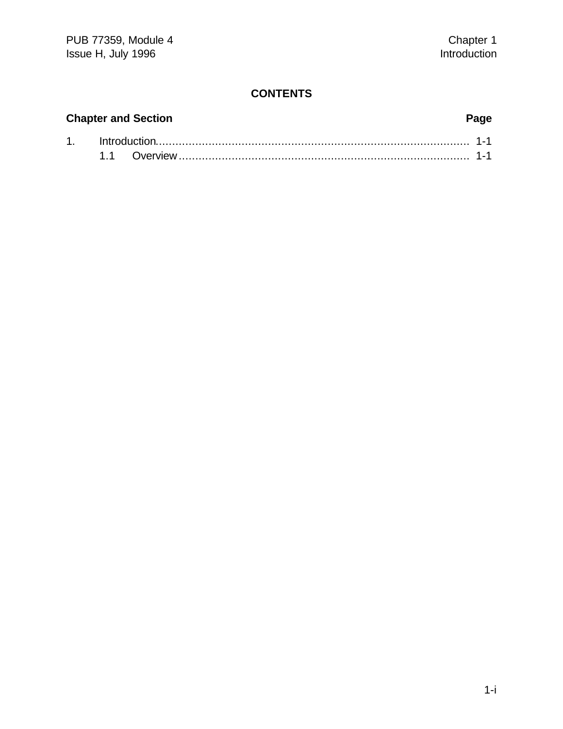## CONTENTS

| Chapter and Section | Page |
|---|---|
| 1. Introduction | 1-1 |
| 1.1 Overview | 1-1 |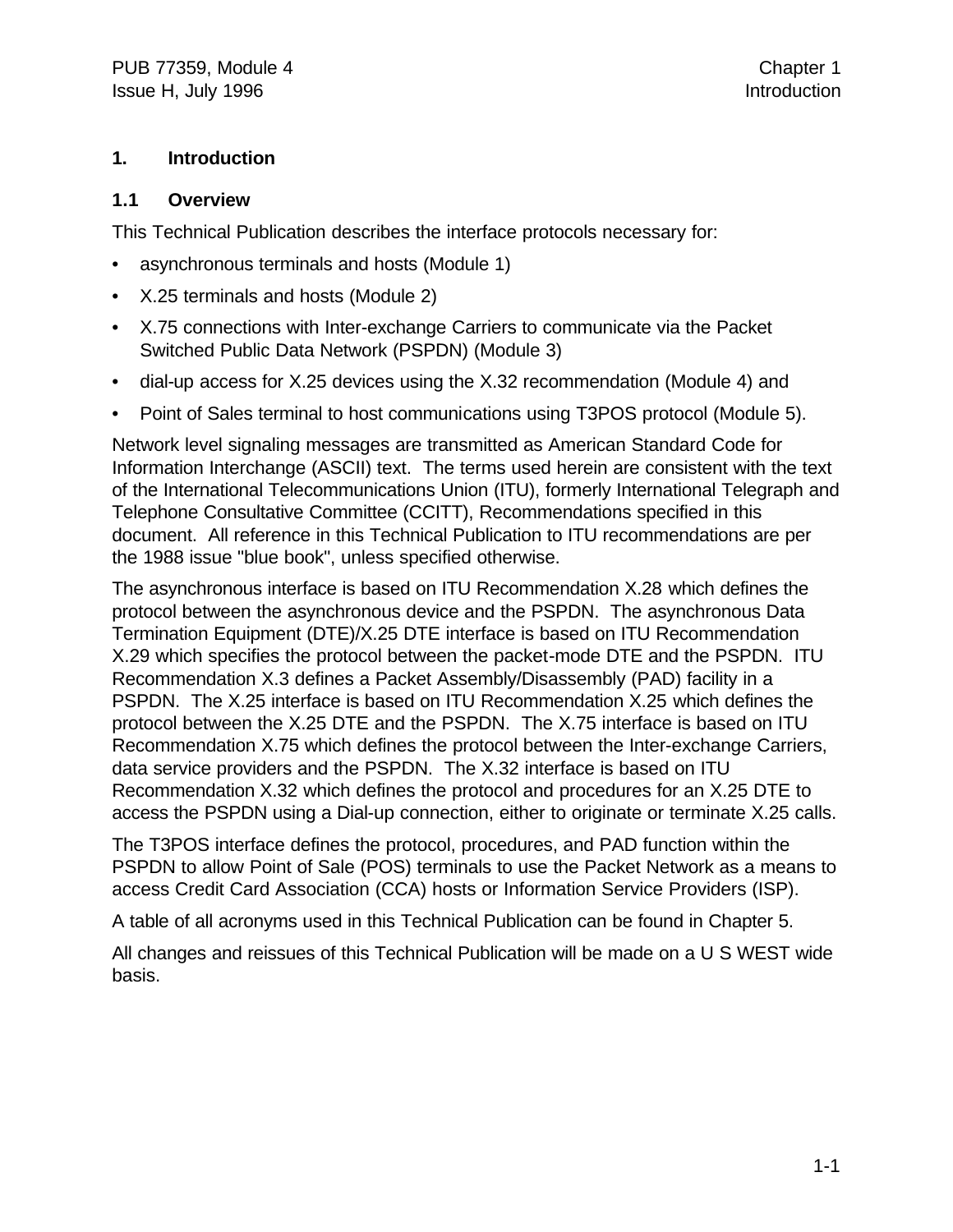# 1. Introduction

## 1.1 Overview

This Technical Publication describes the interface protocols necessary for:

- asynchronous terminals and hosts (Module 1)
- X.25 terminals and hosts (Module 2)
- X.75 connections with Inter-exchange Carriers to communicate via the Packet Switched Public Data Network (PSPDN) (Module 3)
- dial-up access for X.25 devices using the X.32 recommendation (Module 4) and
- Point of Sales terminal to host communications using T3POS protocol (Module 5).

Network level signaling messages are transmitted as American Standard Code for Information Interchange (ASCII) text. The terms used herein are consistent with the text of the International Telecommunications Union (ITU), formerly International Telegraph and Telephone Consultative Committee (CCITT), Recommendations specified in this document. All reference in this Technical Publication to ITU recommendations are per the 1988 issue "blue book", unless specified otherwise.

The asynchronous interface is based on ITU Recommendation X.28 which defines the protocol between the asynchronous device and the PSPDN. The asynchronous Data Termination Equipment (DTE)/X.25 DTE interface is based on ITU Recommendation X.29 which specifies the protocol between the packet-mode DTE and the PSPDN. ITU Recommendation X.3 defines a Packet Assembly/Disassembly (PAD) facility in a PSPDN. The X.25 interface is based on ITU Recommendation X.25 which defines the protocol between the X.25 DTE and the PSPDN. The X.75 interface is based on ITU Recommendation X.75 which defines the protocol between the Inter-exchange Carriers, data service providers and the PSPDN. The X.32 interface is based on ITU Recommendation X.32 which defines the protocol and procedures for an X.25 DTE to access the PSPDN using a Dial-up connection, either to originate or terminate X.25 calls.

The T3POS interface defines the protocol, procedures, and PAD function within the PSPDN to allow Point of Sale (POS) terminals to use the Packet Network as a means to access Credit Card Association (CCA) hosts or Information Service Providers (ISP).

A table of all acronyms used in this Technical Publication can be found in Chapter 5.

All changes and reissues of this Technical Publication will be made on a U S WEST wide basis.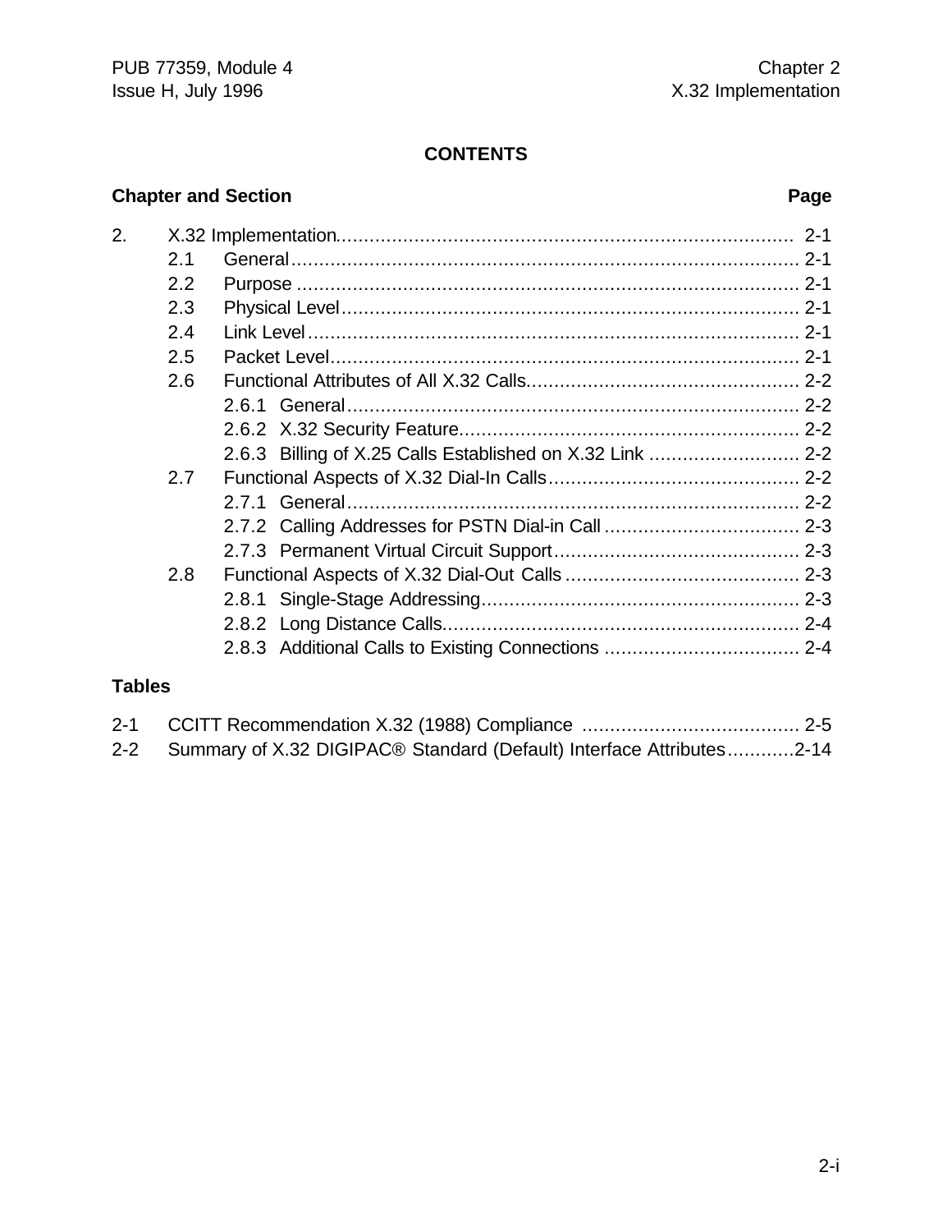**CONTENTS**

**Chapter and Section** **Page**

2. X.32 Implementation................................................................................ 2-1
   - 2.1 General........................................................................................ 2-1
   - 2.2 Purpose ...................................................................................... 2-1
   - 2.3 Physical Level.............................................................................. 2-1
   - 2.4 Link Level.................................................................................... 2-1
   - 2.5 Packet Level................................................................................ 2-1
   - 2.6 Functional Attributes of All X.32 Calls............................................... 2-2
     - 2.6.1 General.................................................................................. 2-2
     - 2.6.2 X.32 Security Feature.............................................................. 2-2
     - 2.6.3 Billing of X.25 Calls Established on X.32 Link ............................ 2-2
   - 2.7 Functional Aspects of X.32 Dial-In Calls............................................ 2-2
     - 2.7.1 General.................................................................................. 2-2
     - 2.7.2 Calling Addresses for PSTN Dial-in Call ................................... 2-3
     - 2.7.3 Permanent Virtual Circuit Support........................................... 2-3
   - 2.8 Functional Aspects of X.32 Dial-Out Calls ......................................... 2-3
     - 2.8.1 Single-Stage Addressing........................................................ 2-3
     - 2.8.2 Long Distance Calls............................................................... 2-4
     - 2.8.3 Additional Calls to Existing Connections .................................. 2-4

**Tables**

2-1 CCITT Recommendation X.32 (1988) Compliance ....................................... 2-5
2-2 Summary of X.32 DIGIPAC® Standard (Default) Interface Attributes............2-14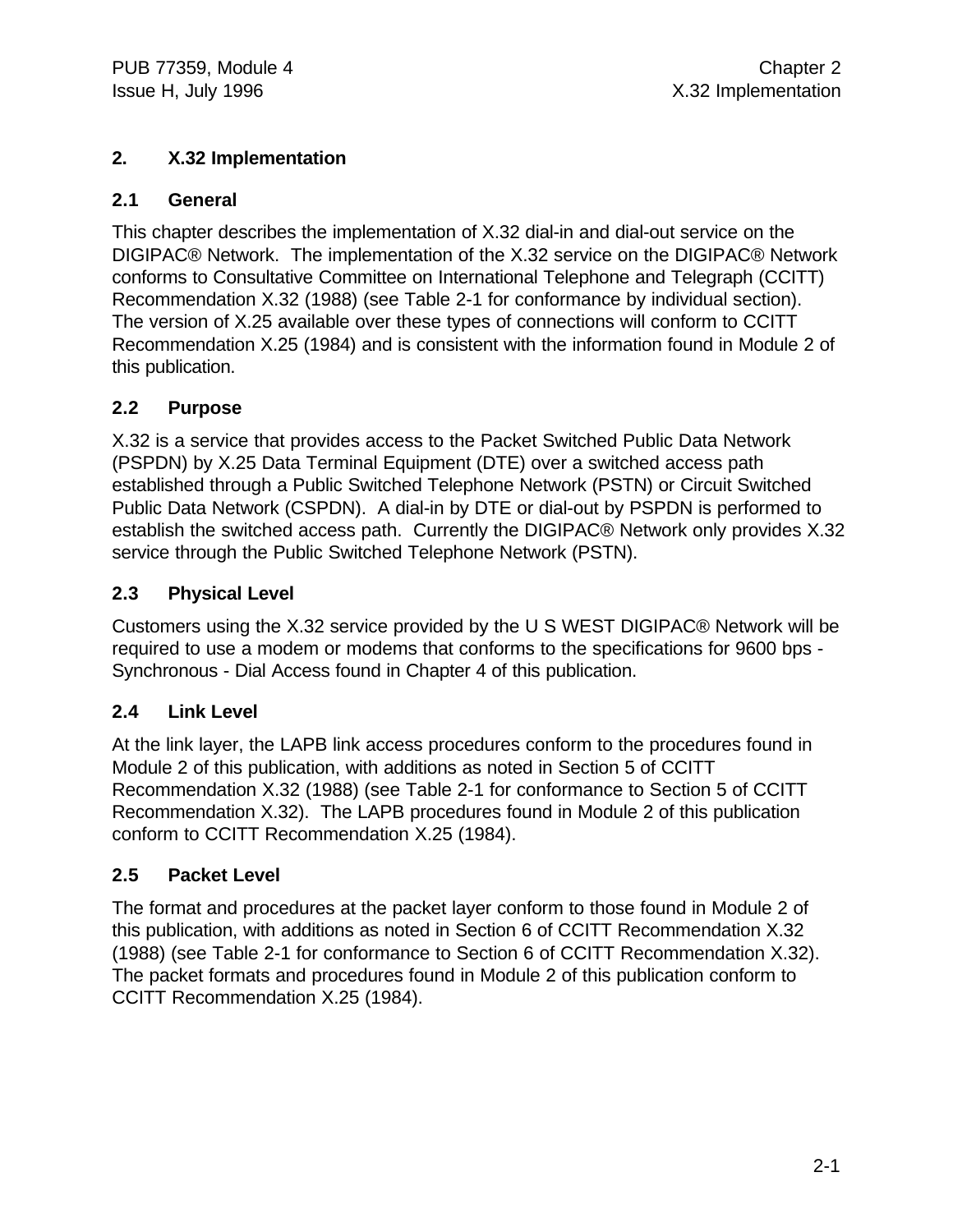# 2. X.32 Implementation

## 2.1 General

This chapter describes the implementation of X.32 dial-in and dial-out service on the DIGIPAC® Network. The implementation of the X.32 service on the DIGIPAC® Network conforms to Consultative Committee on International Telephone and Telegraph (CCITT) Recommendation X.32 (1988) (see Table 2-1 for conformance by individual section). The version of X.25 available over these types of connections will conform to CCITT Recommendation X.25 (1984) and is consistent with the information found in Module 2 of this publication.

## 2.2 Purpose

X.32 is a service that provides access to the Packet Switched Public Data Network (PSPDN) by X.25 Data Terminal Equipment (DTE) over a switched access path established through a Public Switched Telephone Network (PSTN) or Circuit Switched Public Data Network (CSPDN). A dial-in by DTE or dial-out by PSPDN is performed to establish the switched access path. Currently the DIGIPAC® Network only provides X.32 service through the Public Switched Telephone Network (PSTN).

## 2.3 Physical Level

Customers using the X.32 service provided by the U S WEST DIGIPAC® Network will be required to use a modem or modems that conforms to the specifications for 9600 bps - Synchronous - Dial Access found in Chapter 4 of this publication.

## 2.4 Link Level

At the link layer, the LAPB link access procedures conform to the procedures found in Module 2 of this publication, with additions as noted in Section 5 of CCITT Recommendation X.32 (1988) (see Table 2-1 for conformance to Section 5 of CCITT Recommendation X.32). The LAPB procedures found in Module 2 of this publication conform to CCITT Recommendation X.25 (1984).

## 2.5 Packet Level

The format and procedures at the packet layer conform to those found in Module 2 of this publication, with additions as noted in Section 6 of CCITT Recommendation X.32 (1988) (see Table 2-1 for conformance to Section 6 of CCITT Recommendation X.32). The packet formats and procedures found in Module 2 of this publication conform to CCITT Recommendation X.25 (1984).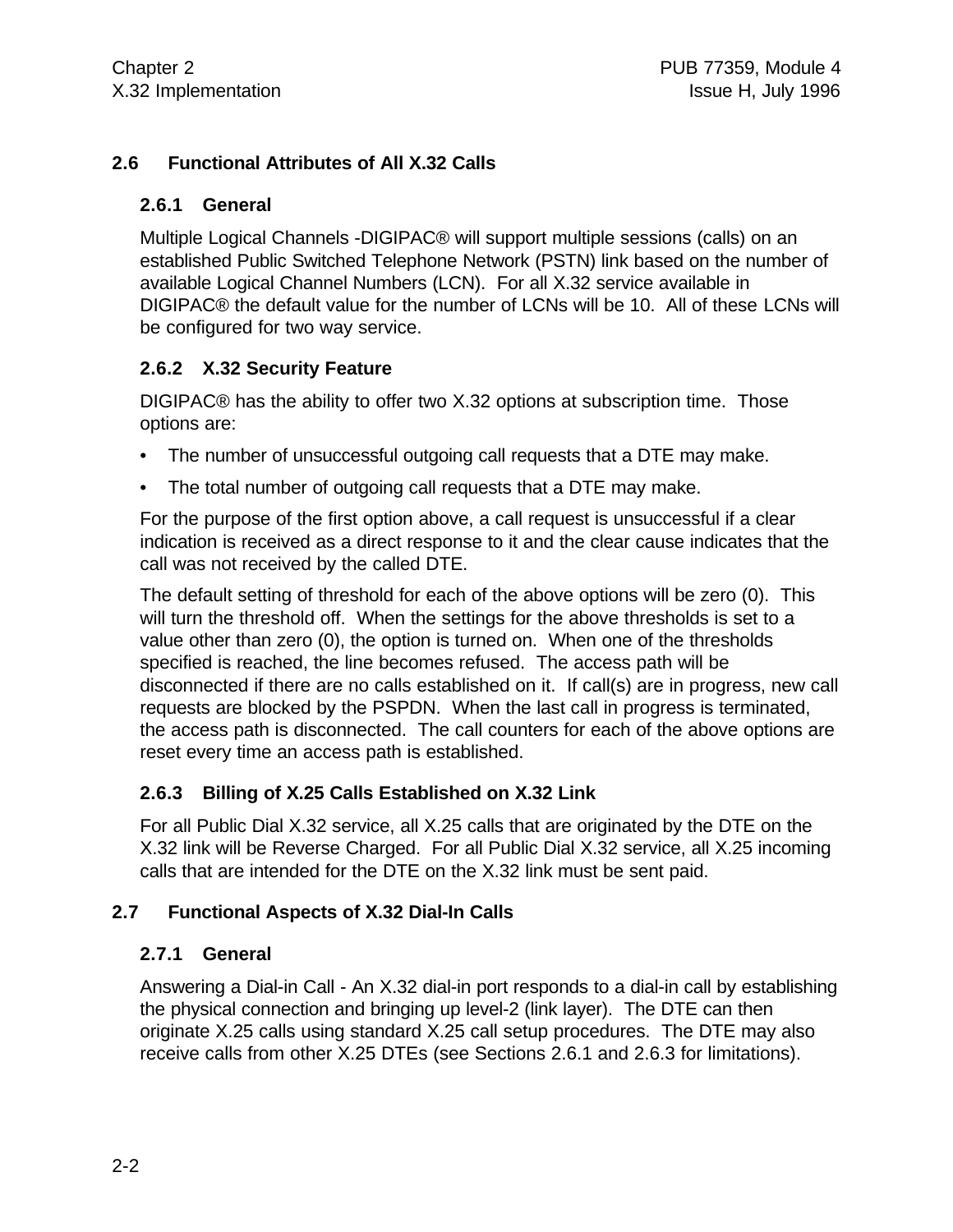## 2.6 Functional Attributes of All X.32 Calls

### 2.6.1 General

Multiple Logical Channels -DIGIPAC® will support multiple sessions (calls) on an established Public Switched Telephone Network (PSTN) link based on the number of available Logical Channel Numbers (LCN). For all X.32 service available in DIGIPAC® the default value for the number of LCNs will be 10. All of these LCNs will be configured for two way service.

### 2.6.2 X.32 Security Feature

DIGIPAC® has the ability to offer two X.32 options at subscription time. Those options are:

- The number of unsuccessful outgoing call requests that a DTE may make.
- The total number of outgoing call requests that a DTE may make.

For the purpose of the first option above, a call request is unsuccessful if a clear indication is received as a direct response to it and the clear cause indicates that the call was not received by the called DTE.

The default setting of threshold for each of the above options will be zero (0). This will turn the threshold off. When the settings for the above thresholds is set to a value other than zero (0), the option is turned on. When one of the thresholds specified is reached, the line becomes refused. The access path will be disconnected if there are no calls established on it. If call(s) are in progress, new call requests are blocked by the PSPDN. When the last call in progress is terminated, the access path is disconnected. The call counters for each of the above options are reset every time an access path is established.

### 2.6.3 Billing of X.25 Calls Established on X.32 Link

For all Public Dial X.32 service, all X.25 calls that are originated by the DTE on the X.32 link will be Reverse Charged. For all Public Dial X.32 service, all X.25 incoming calls that are intended for the DTE on the X.32 link must be sent paid.

## 2.7 Functional Aspects of X.32 Dial-In Calls

### 2.7.1 General

Answering a Dial-in Call - An X.32 dial-in port responds to a dial-in call by establishing the physical connection and bringing up level-2 (link layer). The DTE can then originate X.25 calls using standard X.25 call setup procedures. The DTE may also receive calls from other X.25 DTEs (see Sections 2.6.1 and 2.6.3 for limitations).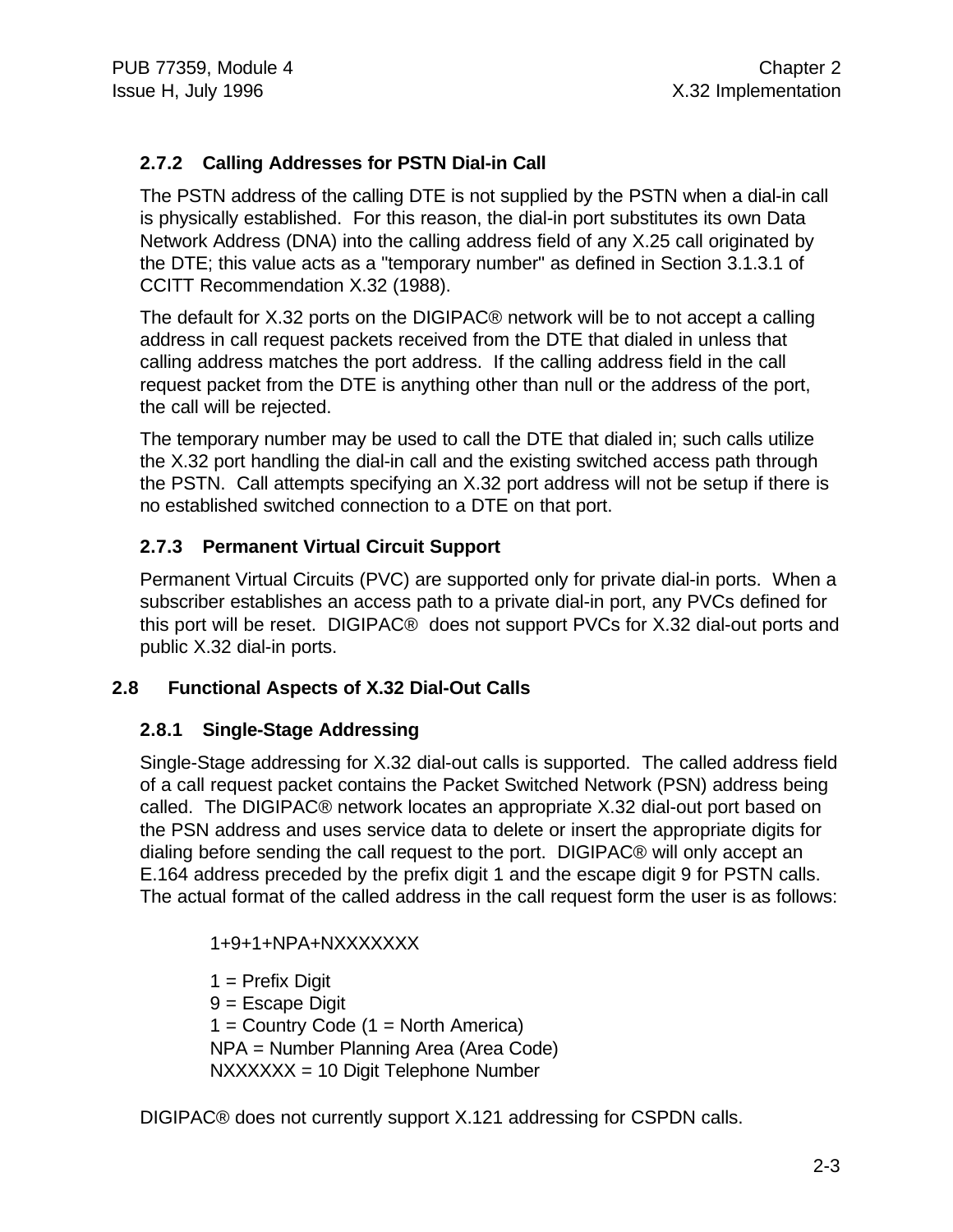### 2.7.2 Calling Addresses for PSTN Dial-in Call

The PSTN address of the calling DTE is not supplied by the PSTN when a dial-in call is physically established. For this reason, the dial-in port substitutes its own Data Network Address (DNA) into the calling address field of any X.25 call originated by the DTE; this value acts as a "temporary number" as defined in Section 3.1.3.1 of CCITT Recommendation X.32 (1988).

The default for X.32 ports on the DIGIPAC® network will be to not accept a calling address in call request packets received from the DTE that dialed in unless that calling address matches the port address. If the calling address field in the call request packet from the DTE is anything other than null or the address of the port, the call will be rejected.

The temporary number may be used to call the DTE that dialed in; such calls utilize the X.32 port handling the dial-in call and the existing switched access path through the PSTN. Call attempts specifying an X.32 port address will not be setup if there is no established switched connection to a DTE on that port.

### 2.7.3 Permanent Virtual Circuit Support

Permanent Virtual Circuits (PVC) are supported only for private dial-in ports. When a subscriber establishes an access path to a private dial-in port, any PVCs defined for this port will be reset. DIGIPAC® does not support PVCs for X.32 dial-out ports and public X.32 dial-in ports.

## 2.8 Functional Aspects of X.32 Dial-Out Calls

### 2.8.1 Single-Stage Addressing

Single-Stage addressing for X.32 dial-out calls is supported. The called address field of a call request packet contains the Packet Switched Network (PSN) address being called. The DIGIPAC® network locates an appropriate X.32 dial-out port based on the PSN address and uses service data to delete or insert the appropriate digits for dialing before sending the call request to the port. DIGIPAC® will only accept an E.164 address preceded by the prefix digit 1 and the escape digit 9 for PSTN calls. The actual format of the called address in the call request form the user is as follows:

1+9+1+NPA+NXXXXXXX

1 = Prefix Digit
9 = Escape Digit
1 = Country Code (1 = North America)
NPA = Number Planning Area (Area Code)
NXXXXXX = 10 Digit Telephone Number

DIGIPAC® does not currently support X.121 addressing for CSPDN calls.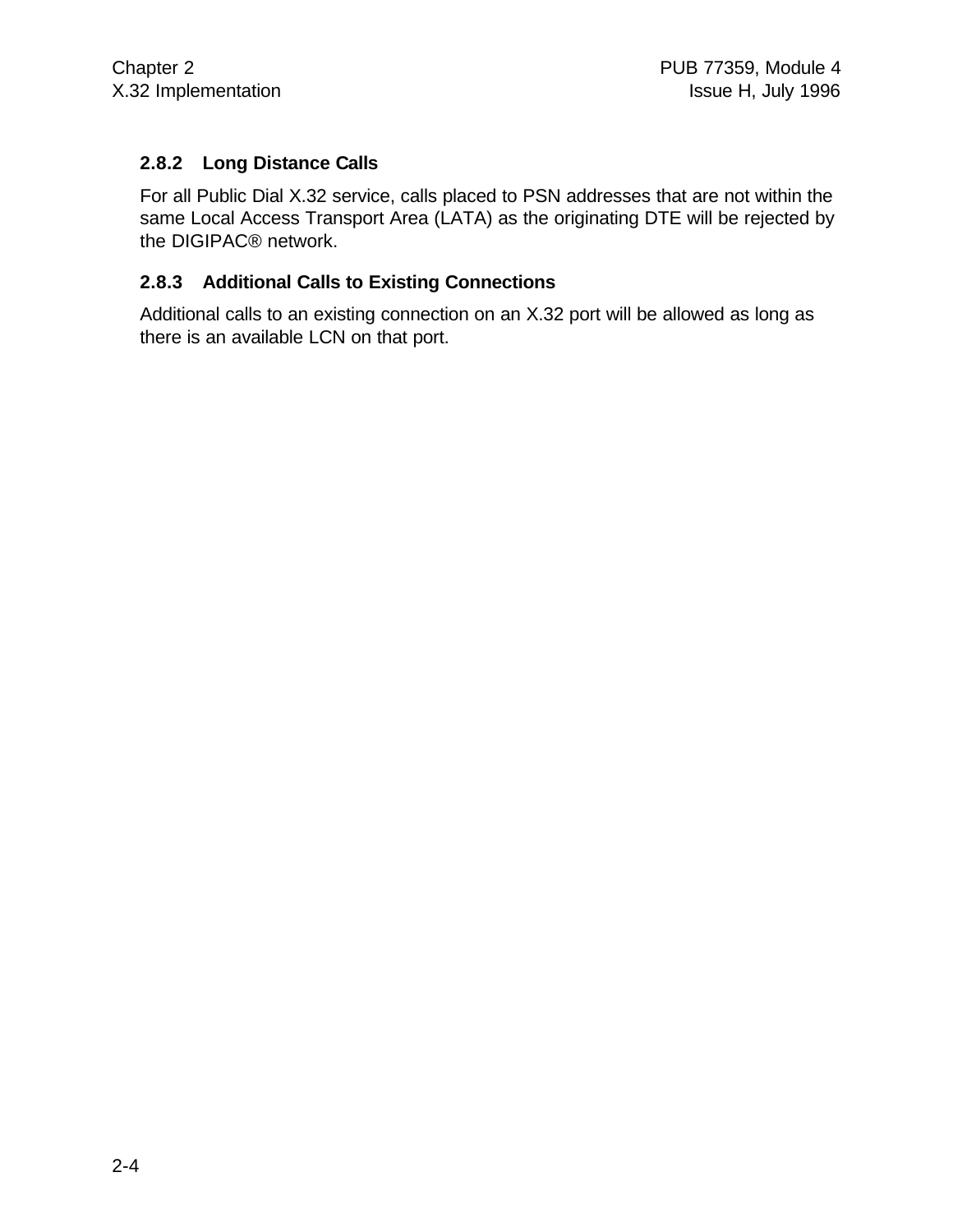### 2.8.2 Long Distance Calls

For all Public Dial X.32 service, calls placed to PSN addresses that are not within the same Local Access Transport Area (LATA) as the originating DTE will be rejected by the DIGIPAC® network.

### 2.8.3 Additional Calls to Existing Connections

Additional calls to an existing connection on an X.32 port will be allowed as long as there is an available LCN on that port.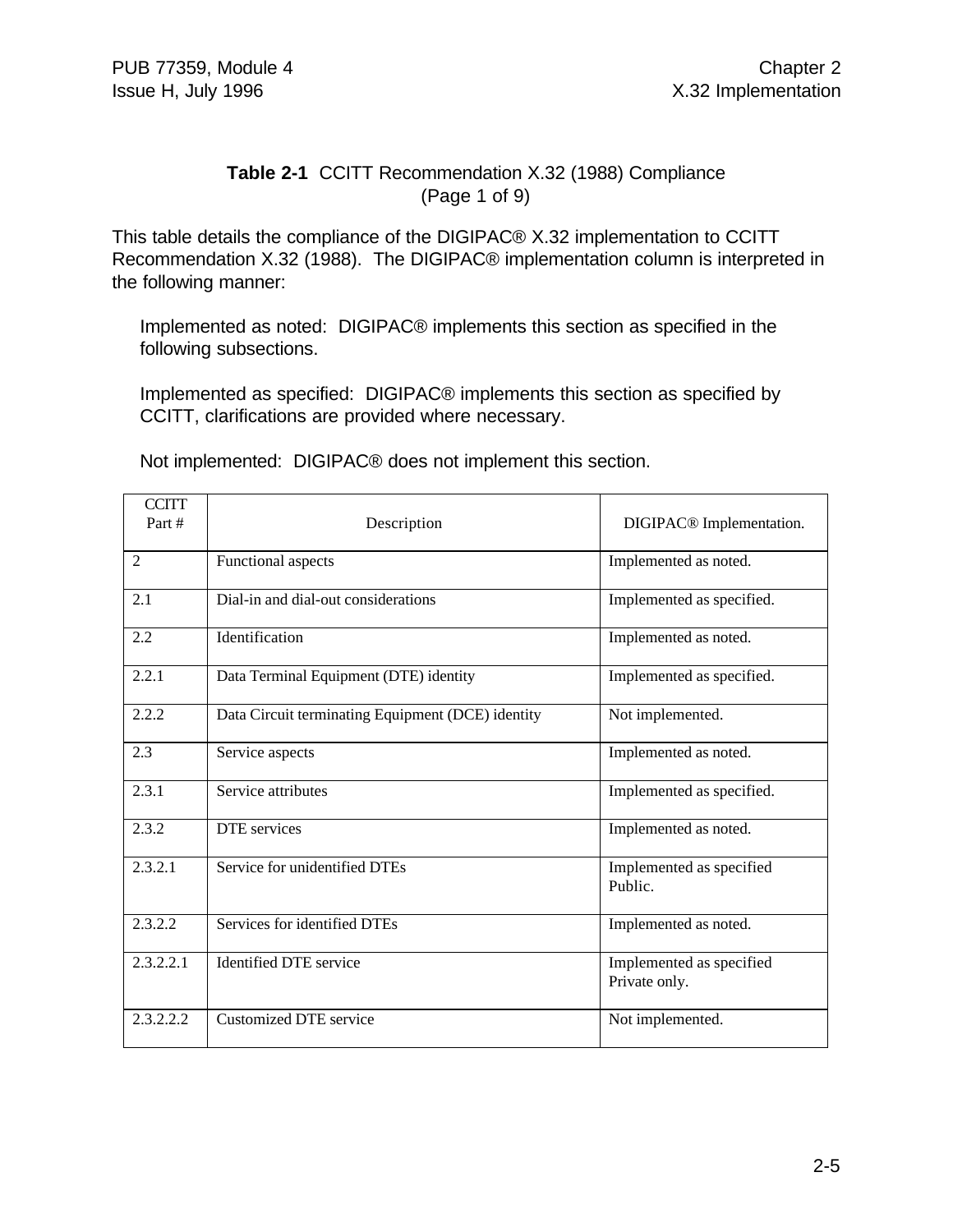**Table 2-1** CCITT Recommendation X.32 (1988) Compliance
(Page 1 of 9)

This table details the compliance of the DIGIPAC® X.32 implementation to CCITT Recommendation X.32 (1988). The DIGIPAC® implementation column is interpreted in the following manner:

Implemented as noted: DIGIPAC® implements this section as specified in the following subsections.

Implemented as specified: DIGIPAC® implements this section as specified by CCITT, clarifications are provided where necessary.

Not implemented: DIGIPAC® does not implement this section.

| CCITT Part # | Description | DIGIPAC® Implementation. |
|---|---|---|
| 2 | Functional aspects | Implemented as noted. |
| 2.1 | Dial-in and dial-out considerations | Implemented as specified. |
| 2.2 | Identification | Implemented as noted. |
| 2.2.1 | Data Terminal Equipment (DTE) identity | Implemented as specified. |
| 2.2.2 | Data Circuit terminating Equipment (DCE) identity | Not implemented. |
| 2.3 | Service aspects | Implemented as noted. |
| 2.3.1 | Service attributes | Implemented as specified. |
| 2.3.2 | DTE services | Implemented as noted. |
| 2.3.2.1 | Service for unidentified DTEs | Implemented as specified Public. |
| 2.3.2.2 | Services for identified DTEs | Implemented as noted. |
| 2.3.2.2.1 | Identified DTE service | Implemented as specified Private only. |
| 2.3.2.2.2 | Customized DTE service | Not implemented. |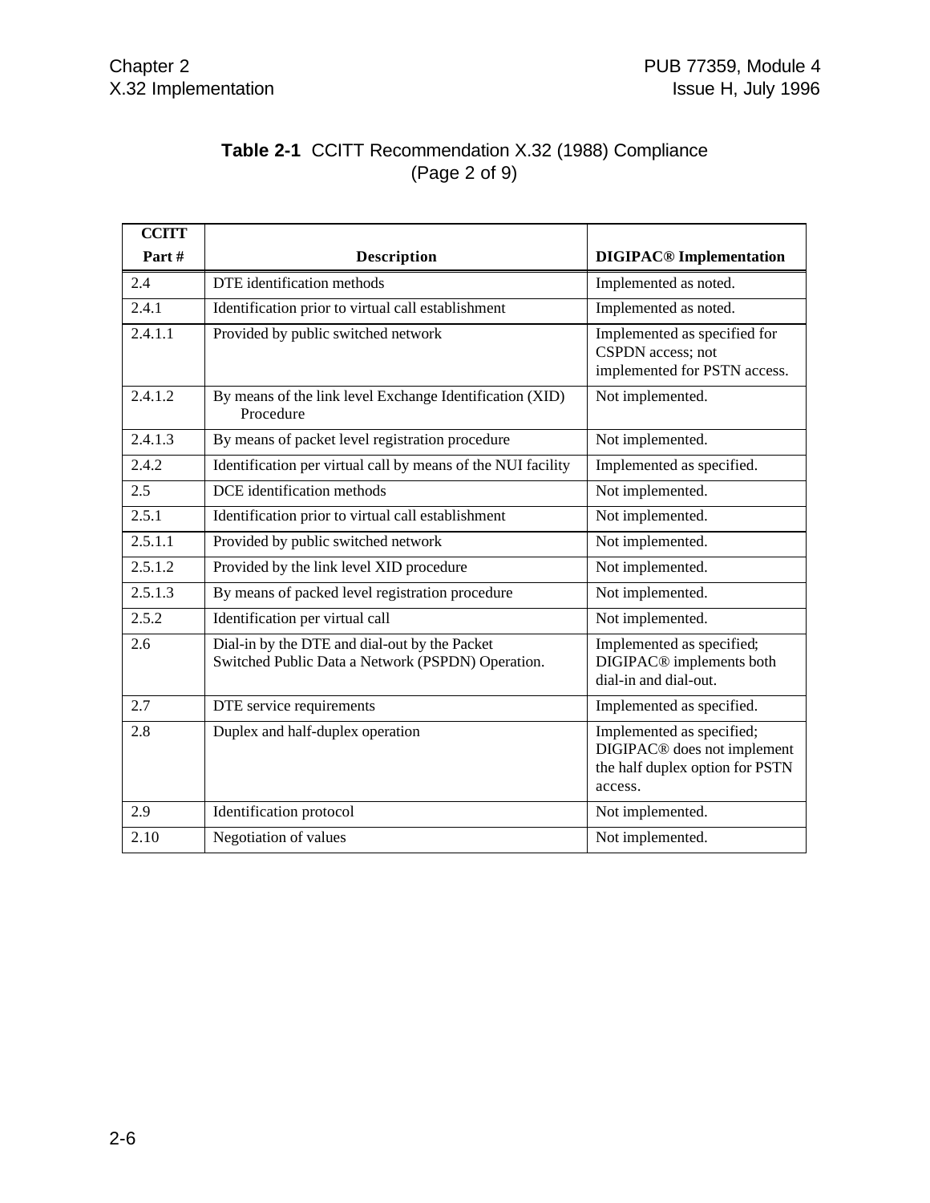**Table 2-1** CCITT Recommendation X.32 (1988) Compliance (Page 2 of 9)

| CCITT Part # | Description | DIGIPAC® Implementation |
|---|---|---|
| 2.4 | DTE identification methods | Implemented as noted. |
| 2.4.1 | Identification prior to virtual call establishment | Implemented as noted. |
| 2.4.1.1 | Provided by public switched network | Implemented as specified for CSPDN access; not implemented for PSTN access. |
| 2.4.1.2 | By means of the link level Exchange Identification (XID) Procedure | Not implemented. |
| 2.4.1.3 | By means of packet level registration procedure | Not implemented. |
| 2.4.2 | Identification per virtual call by means of the NUI facility | Implemented as specified. |
| 2.5 | DCE identification methods | Not implemented. |
| 2.5.1 | Identification prior to virtual call establishment | Not implemented. |
| 2.5.1.1 | Provided by public switched network | Not implemented. |
| 2.5.1.2 | Provided by the link level XID procedure | Not implemented. |
| 2.5.1.3 | By means of packed level registration procedure | Not implemented. |
| 2.5.2 | Identification per virtual call | Not implemented. |
| 2.6 | Dial-in by the DTE and dial-out by the Packet Switched Public Data a Network (PSPDN) Operation. | Implemented as specified; DIGIPAC® implements both dial-in and dial-out. |
| 2.7 | DTE service requirements | Implemented as specified. |
| 2.8 | Duplex and half-duplex operation | Implemented as specified; DIGIPAC® does not implement the half duplex option for PSTN access. |
| 2.9 | Identification protocol | Not implemented. |
| 2.10 | Negotiation of values | Not implemented. |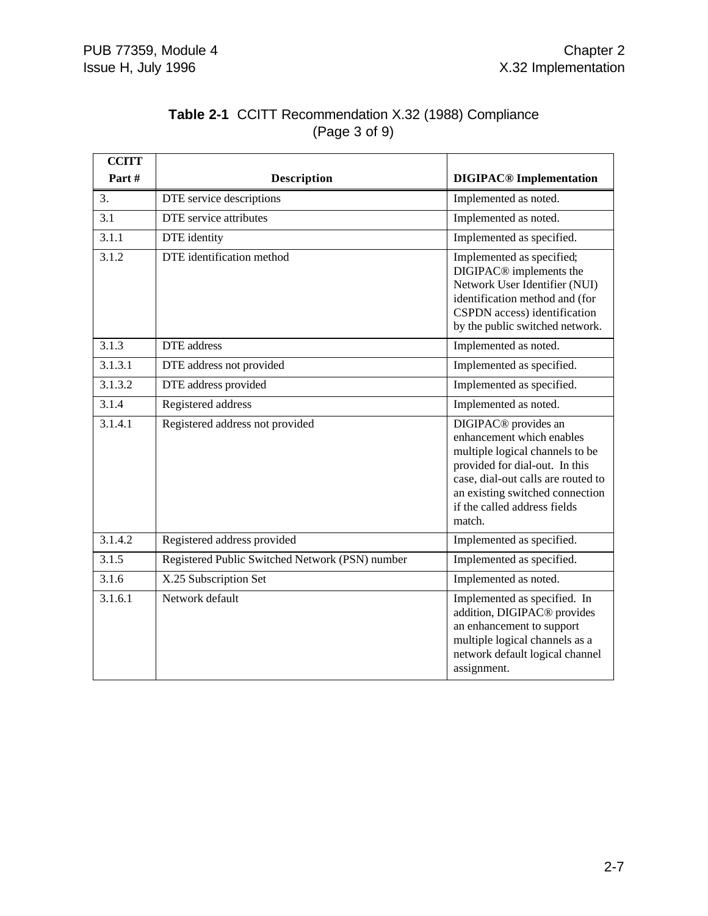**Table 2-1** CCITT Recommendation X.32 (1988) Compliance (Page 3 of 9)

| CCITT Part # | Description | DIGIPAC® Implementation |
|---|---|---|
| 3. | DTE service descriptions | Implemented as noted. |
| 3.1 | DTE service attributes | Implemented as noted. |
| 3.1.1 | DTE identity | Implemented as specified. |
| 3.1.2 | DTE identification method | Implemented as specified; DIGIPAC® implements the Network User Identifier (NUI) identification method and (for CSPDN access) identification by the public switched network. |
| 3.1.3 | DTE address | Implemented as noted. |
| 3.1.3.1 | DTE address not provided | Implemented as specified. |
| 3.1.3.2 | DTE address provided | Implemented as specified. |
| 3.1.4 | Registered address | Implemented as noted. |
| 3.1.4.1 | Registered address not provided | DIGIPAC® provides an enhancement which enables multiple logical channels to be provided for dial-out. In this case, dial-out calls are routed to an existing switched connection if the called address fields match. |
| 3.1.4.2 | Registered address provided | Implemented as specified. |
| 3.1.5 | Registered Public Switched Network (PSN) number | Implemented as specified. |
| 3.1.6 | X.25 Subscription Set | Implemented as noted. |
| 3.1.6.1 | Network default | Implemented as specified. In addition, DIGIPAC® provides an enhancement to support multiple logical channels as a network default logical channel assignment. |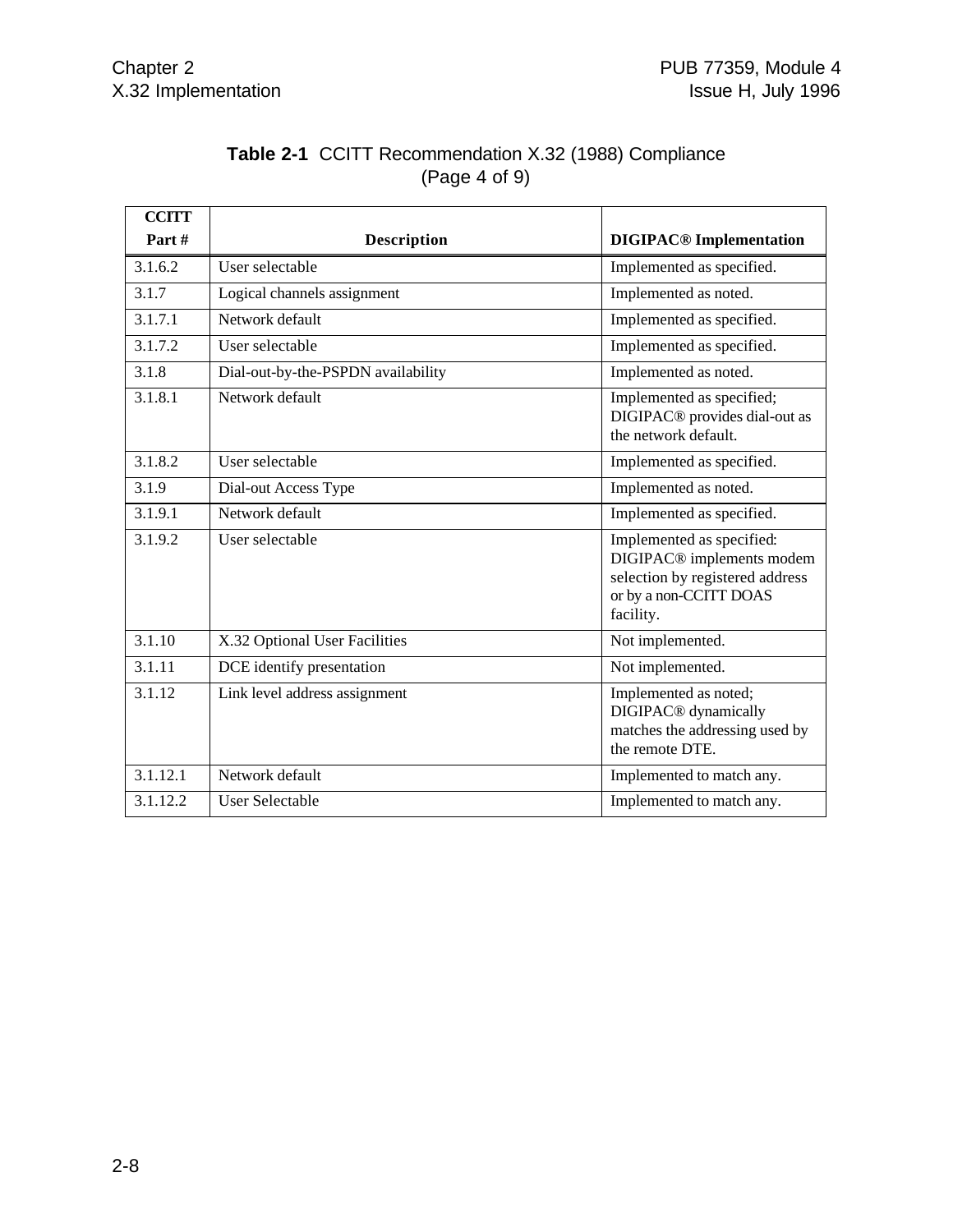**Table 2-1** CCITT Recommendation X.32 (1988) Compliance (Page 4 of 9)

| CCITT Part # | Description | DIGIPAC® Implementation |
|---|---|---|
| 3.1.6.2 | User selectable | Implemented as specified. |
| 3.1.7 | Logical channels assignment | Implemented as noted. |
| 3.1.7.1 | Network default | Implemented as specified. |
| 3.1.7.2 | User selectable | Implemented as specified. |
| 3.1.8 | Dial-out-by-the-PSPDN availability | Implemented as noted. |
| 3.1.8.1 | Network default | Implemented as specified; DIGIPAC® provides dial-out as the network default. |
| 3.1.8.2 | User selectable | Implemented as specified. |
| 3.1.9 | Dial-out Access Type | Implemented as noted. |
| 3.1.9.1 | Network default | Implemented as specified. |
| 3.1.9.2 | User selectable | Implemented as specified: DIGIPAC® implements modem selection by registered address or by a non-CCITT DOAS facility. |
| 3.1.10 | X.32 Optional User Facilities | Not implemented. |
| 3.1.11 | DCE identify presentation | Not implemented. |
| 3.1.12 | Link level address assignment | Implemented as noted; DIGIPAC® dynamically matches the addressing used by the remote DTE. |
| 3.1.12.1 | Network default | Implemented to match any. |
| 3.1.12.2 | User Selectable | Implemented to match any. |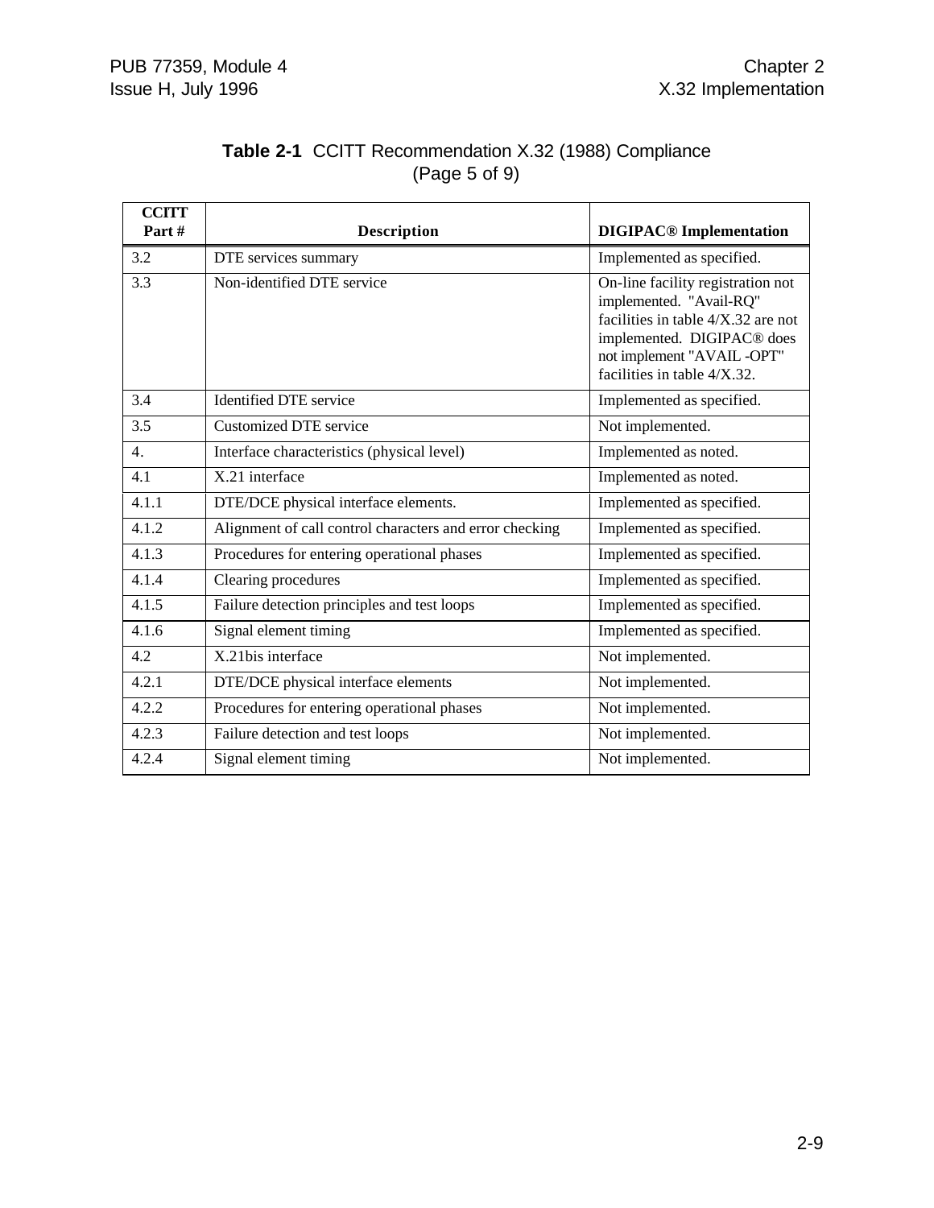**Table 2-1** CCITT Recommendation X.32 (1988) Compliance (Page 5 of 9)

| CCITT Part # | Description | DIGIPAC® Implementation |
|---|---|---|
| 3.2 | DTE services summary | Implemented as specified. |
| 3.3 | Non-identified DTE service | On-line facility registration not implemented. "Avail-RQ" facilities in table 4/X.32 are not implemented. DIGIPAC® does not implement "AVAIL -OPT" facilities in table 4/X.32. |
| 3.4 | Identified DTE service | Implemented as specified. |
| 3.5 | Customized DTE service | Not implemented. |
| 4. | Interface characteristics (physical level) | Implemented as noted. |
| 4.1 | X.21 interface | Implemented as noted. |
| 4.1.1 | DTE/DCE physical interface elements. | Implemented as specified. |
| 4.1.2 | Alignment of call control characters and error checking | Implemented as specified. |
| 4.1.3 | Procedures for entering operational phases | Implemented as specified. |
| 4.1.4 | Clearing procedures | Implemented as specified. |
| 4.1.5 | Failure detection principles and test loops | Implemented as specified. |
| 4.1.6 | Signal element timing | Implemented as specified. |
| 4.2 | X.21bis interface | Not implemented. |
| 4.2.1 | DTE/DCE physical interface elements | Not implemented. |
| 4.2.2 | Procedures for entering operational phases | Not implemented. |
| 4.2.3 | Failure detection and test loops | Not implemented. |
| 4.2.4 | Signal element timing | Not implemented. |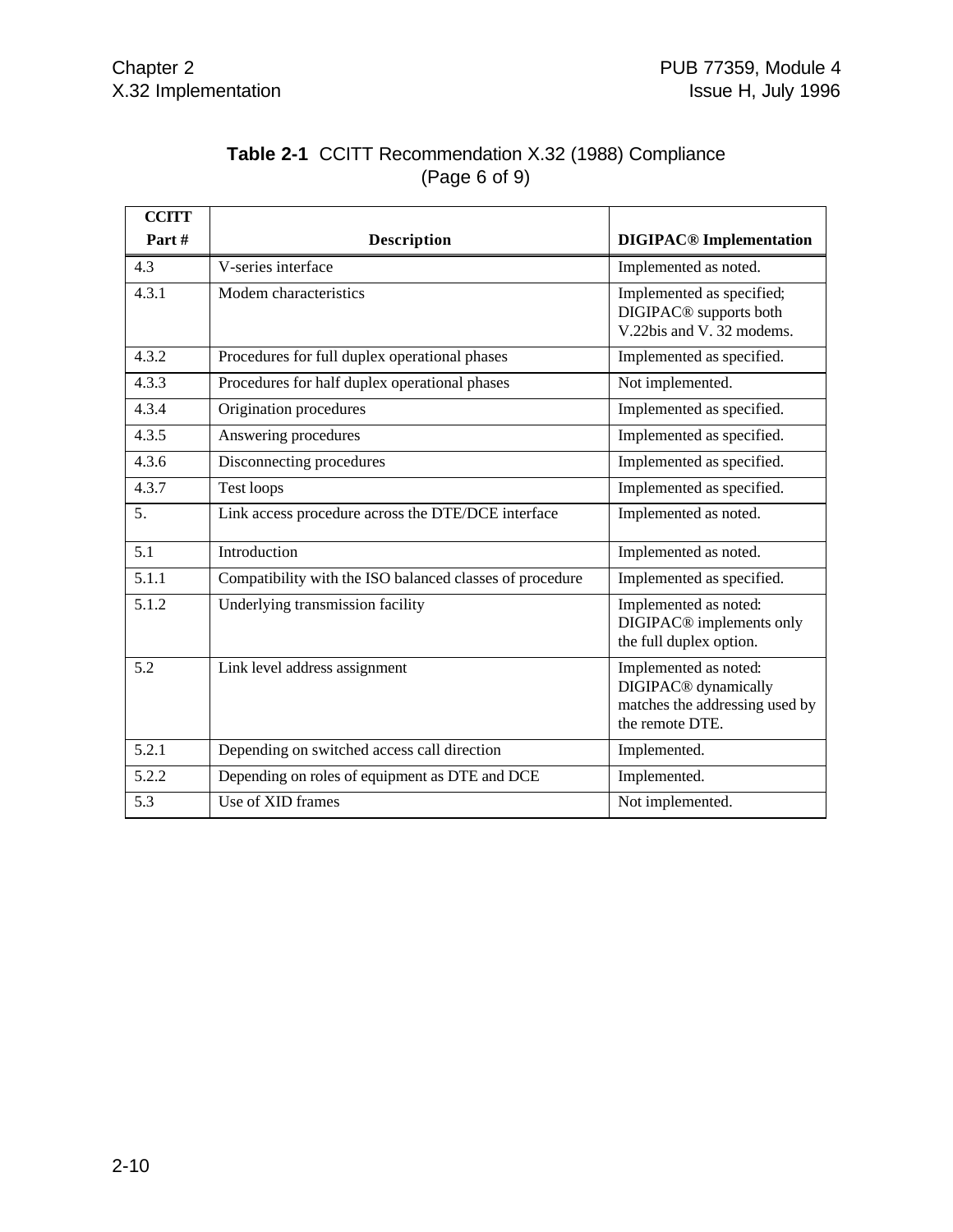**Table 2-1** CCITT Recommendation X.32 (1988) Compliance
(Page 6 of 9)

| CCITT Part # | Description | DIGIPAC® Implementation |
|---|---|---|
| 4.3 | V-series interface | Implemented as noted. |
| 4.3.1 | Modem characteristics | Implemented as specified; DIGIPAC® supports both V.22bis and V. 32 modems. |
| 4.3.2 | Procedures for full duplex operational phases | Implemented as specified. |
| 4.3.3 | Procedures for half duplex operational phases | Not implemented. |
| 4.3.4 | Origination procedures | Implemented as specified. |
| 4.3.5 | Answering procedures | Implemented as specified. |
| 4.3.6 | Disconnecting procedures | Implemented as specified. |
| 4.3.7 | Test loops | Implemented as specified. |
| 5. | Link access procedure across the DTE/DCE interface | Implemented as noted. |
| 5.1 | Introduction | Implemented as noted. |
| 5.1.1 | Compatibility with the ISO balanced classes of procedure | Implemented as specified. |
| 5.1.2 | Underlying transmission facility | Implemented as noted: DIGIPAC® implements only the full duplex option. |
| 5.2 | Link level address assignment | Implemented as noted: DIGIPAC® dynamically matches the addressing used by the remote DTE. |
| 5.2.1 | Depending on switched access call direction | Implemented. |
| 5.2.2 | Depending on roles of equipment as DTE and DCE | Implemented. |
| 5.3 | Use of XID frames | Not implemented. |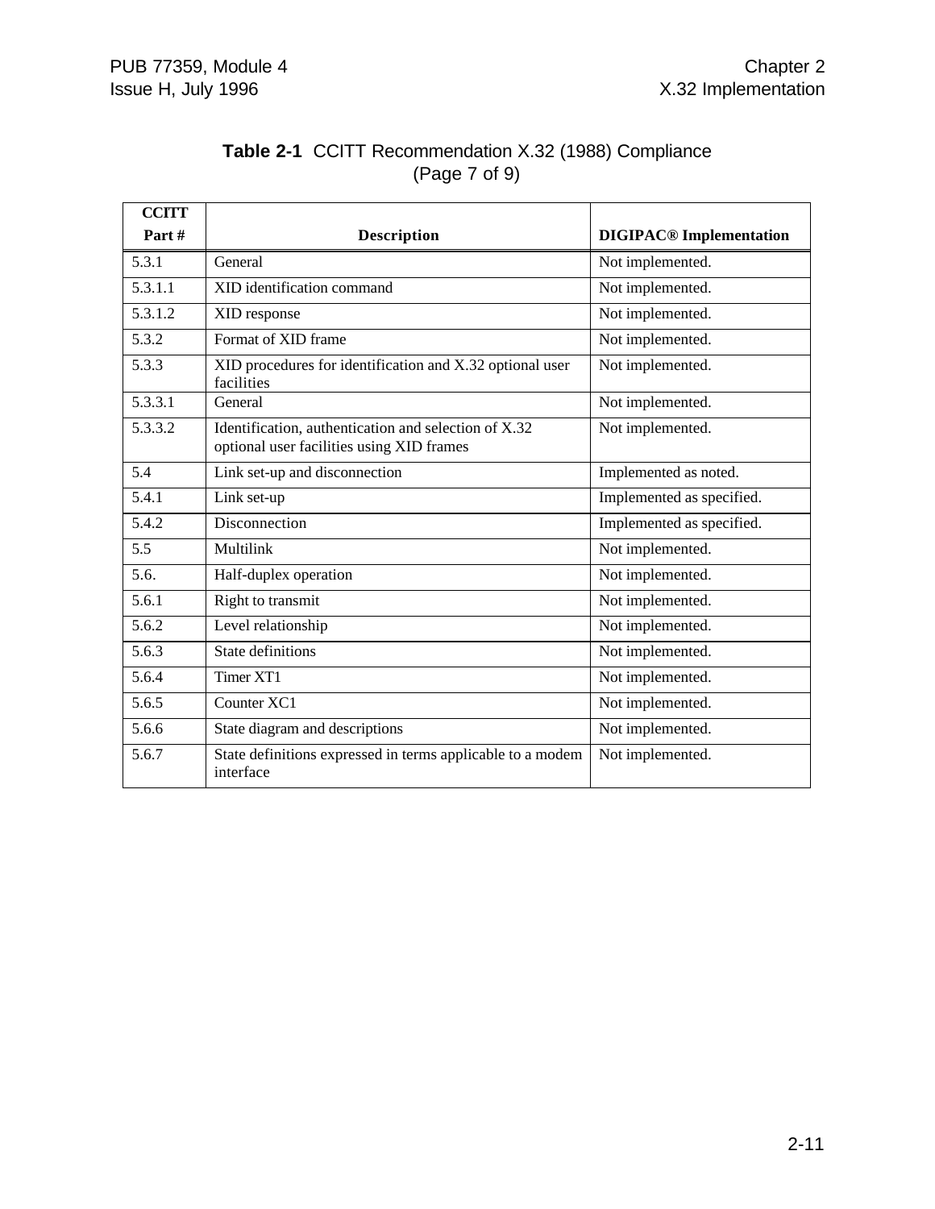**Table 2-1** CCITT Recommendation X.32 (1988) Compliance (Page 7 of 9)

| CCITT Part # | Description | DIGIPAC® Implementation |
|---|---|---|
| 5.3.1 | General | Not implemented. |
| 5.3.1.1 | XID identification command | Not implemented. |
| 5.3.1.2 | XID response | Not implemented. |
| 5.3.2 | Format of XID frame | Not implemented. |
| 5.3.3 | XID procedures for identification and X.32 optional user facilities | Not implemented. |
| 5.3.3.1 | General | Not implemented. |
| 5.3.3.2 | Identification, authentication and selection of X.32 optional user facilities using XID frames | Not implemented. |
| 5.4 | Link set-up and disconnection | Implemented as noted. |
| 5.4.1 | Link set-up | Implemented as specified. |
| 5.4.2 | Disconnection | Implemented as specified. |
| 5.5 | Multilink | Not implemented. |
| 5.6. | Half-duplex operation | Not implemented. |
| 5.6.1 | Right to transmit | Not implemented. |
| 5.6.2 | Level relationship | Not implemented. |
| 5.6.3 | State definitions | Not implemented. |
| 5.6.4 | Timer XT1 | Not implemented. |
| 5.6.5 | Counter XC1 | Not implemented. |
| 5.6.6 | State diagram and descriptions | Not implemented. |
| 5.6.7 | State definitions expressed in terms applicable to a modem interface | Not implemented. |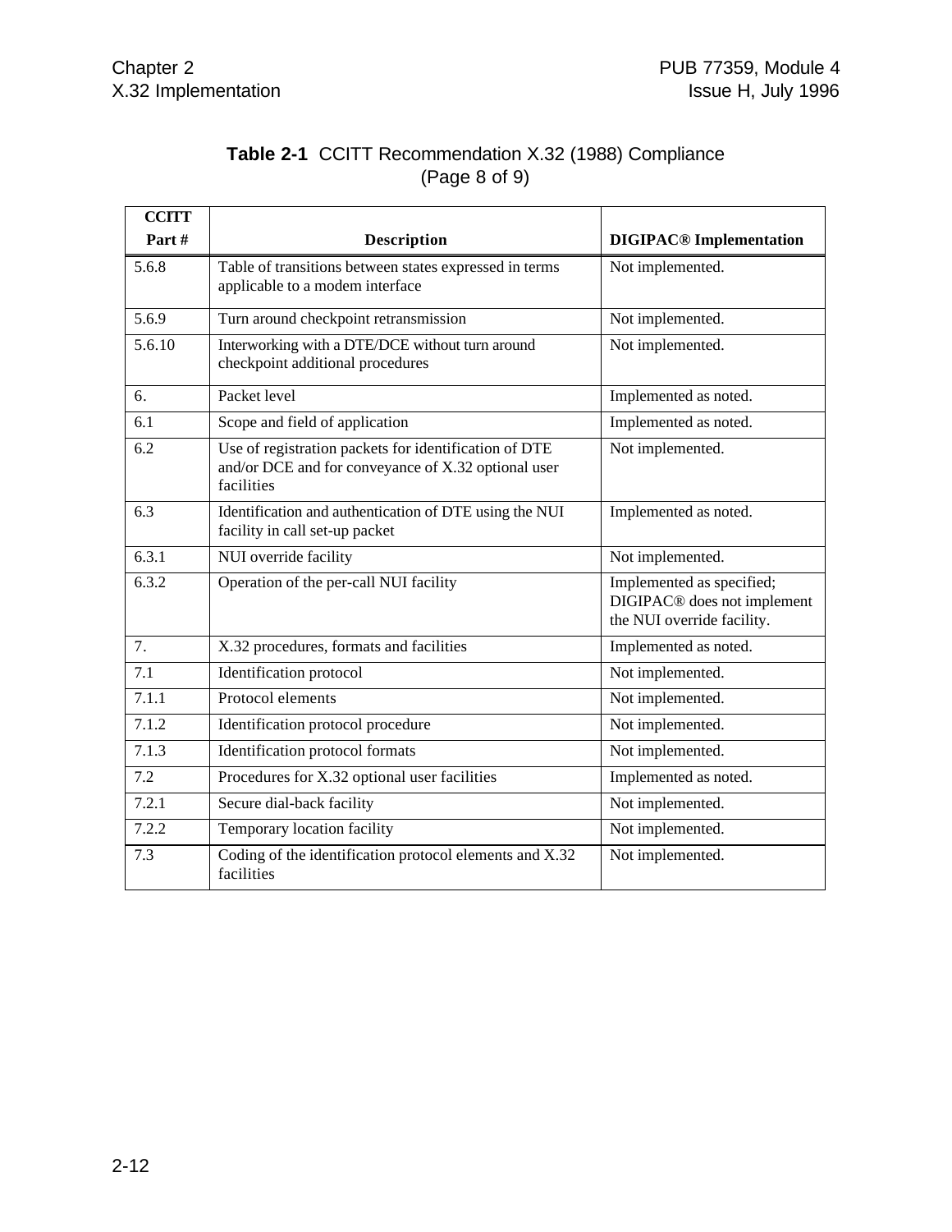**Table 2-1** CCITT Recommendation X.32 (1988) Compliance (Page 8 of 9)

| CCITT Part # | Description | DIGIPAC® Implementation |
|---|---|---|
| 5.6.8 | Table of transitions between states expressed in terms applicable to a modem interface | Not implemented. |
| 5.6.9 | Turn around checkpoint retransmission | Not implemented. |
| 5.6.10 | Interworking with a DTE/DCE without turn around checkpoint additional procedures | Not implemented. |
| 6. | Packet level | Implemented as noted. |
| 6.1 | Scope and field of application | Implemented as noted. |
| 6.2 | Use of registration packets for identification of DTE and/or DCE and for conveyance of X.32 optional user facilities | Not implemented. |
| 6.3 | Identification and authentication of DTE using the NUI facility in call set-up packet | Implemented as noted. |
| 6.3.1 | NUI override facility | Not implemented. |
| 6.3.2 | Operation of the per-call NUI facility | Implemented as specified; DIGIPAC® does not implement the NUI override facility. |
| 7. | X.32 procedures, formats and facilities | Implemented as noted. |
| 7.1 | Identification protocol | Not implemented. |
| 7.1.1 | Protocol elements | Not implemented. |
| 7.1.2 | Identification protocol procedure | Not implemented. |
| 7.1.3 | Identification protocol formats | Not implemented. |
| 7.2 | Procedures for X.32 optional user facilities | Implemented as noted. |
| 7.2.1 | Secure dial-back facility | Not implemented. |
| 7.2.2 | Temporary location facility | Not implemented. |
| 7.3 | Coding of the identification protocol elements and X.32 facilities | Not implemented. |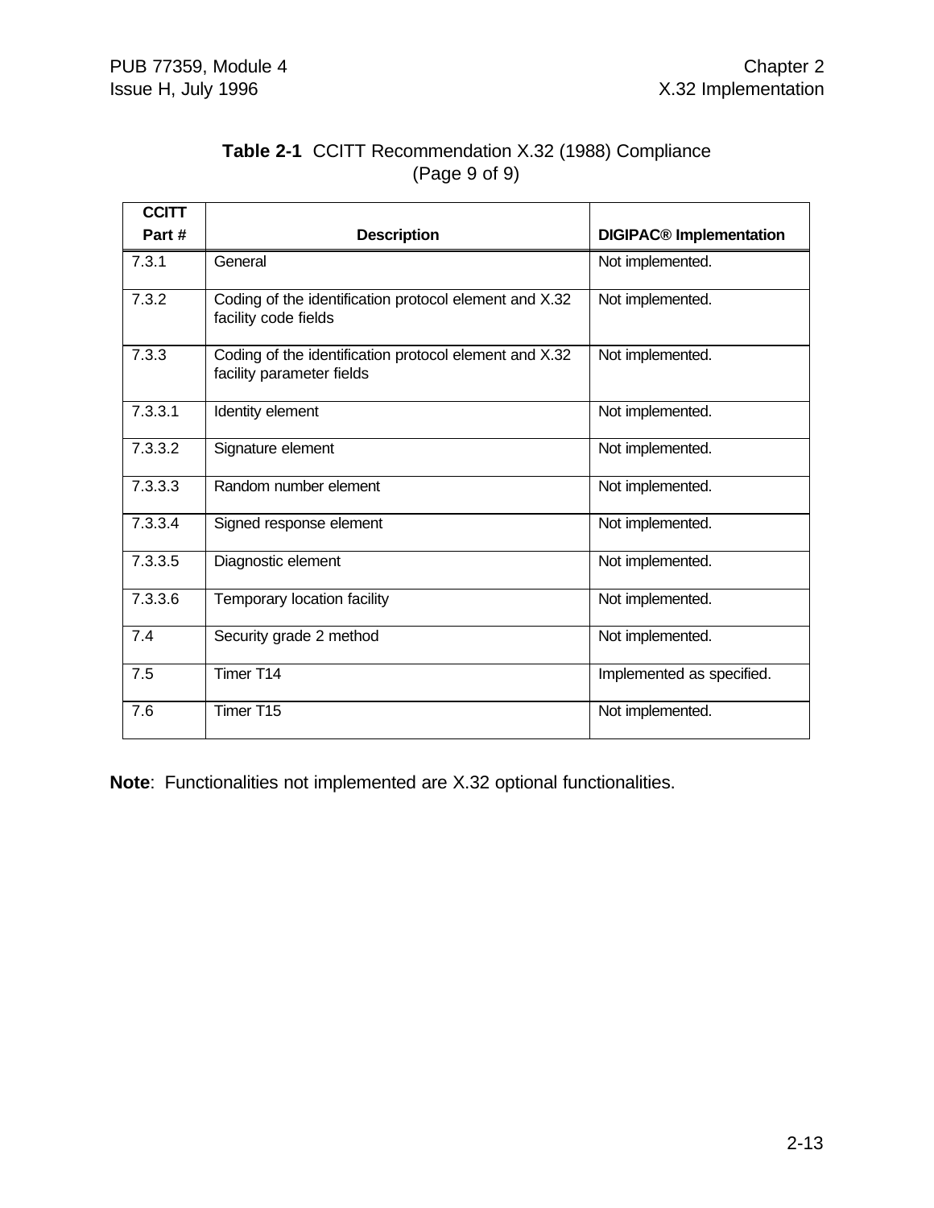**Table 2-1** CCITT Recommendation X.32 (1988) Compliance (Page 9 of 9)

| CCITT Part # | Description | DIGIPAC® Implementation |
|---|---|---|
| 7.3.1 | General | Not implemented. |
| 7.3.2 | Coding of the identification protocol element and X.32 facility code fields | Not implemented. |
| 7.3.3 | Coding of the identification protocol element and X.32 facility parameter fields | Not implemented. |
| 7.3.3.1 | Identity element | Not implemented. |
| 7.3.3.2 | Signature element | Not implemented. |
| 7.3.3.3 | Random number element | Not implemented. |
| 7.3.3.4 | Signed response element | Not implemented. |
| 7.3.3.5 | Diagnostic element | Not implemented. |
| 7.3.3.6 | Temporary location facility | Not implemented. |
| 7.4 | Security grade 2 method | Not implemented. |
| 7.5 | Timer T14 | Implemented as specified. |
| 7.6 | Timer T15 | Not implemented. |

**Note**: Functionalities not implemented are X.32 optional functionalities.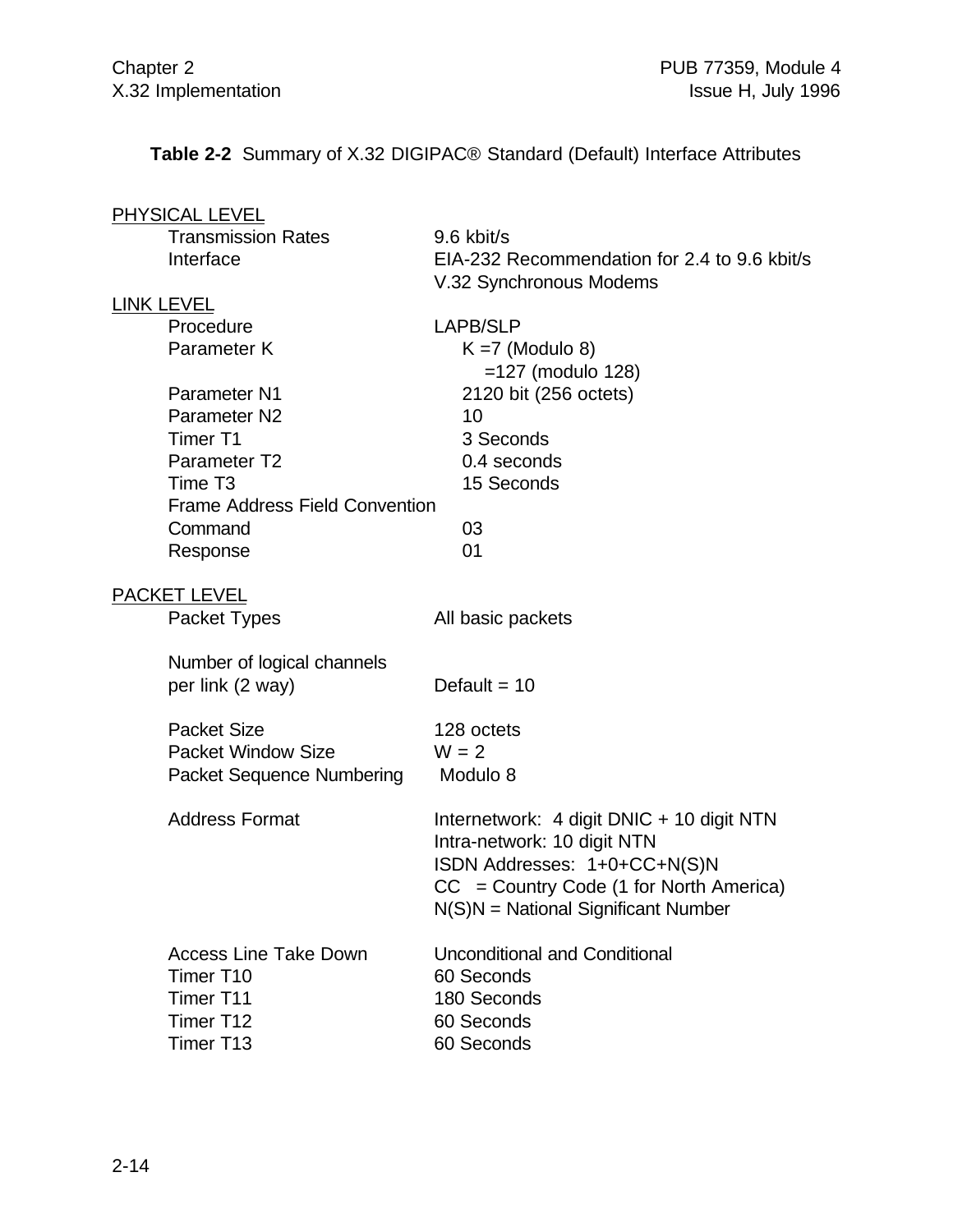**Table 2-2** Summary of X.32 DIGIPAC® Standard (Default) Interface Attributes

| | |
|---|---|
| PHYSICAL LEVEL | |
| Transmission Rates | 9.6 kbit/s |
| Interface | EIA-232 Recommendation for 2.4 to 9.6 kbit/s<br>V.32 Synchronous Modems |
| LINK LEVEL | |
| Procedure | LAPB/SLP |
| Parameter K | K =7 (Modulo 8)<br>=127 (modulo 128) |
| Parameter N1 | 2120 bit (256 octets) |
| Parameter N2 | 10 |
| Timer T1 | 3 Seconds |
| Parameter T2 | 0.4 seconds |
| Time T3 | 15 Seconds |
| Frame Address Field Convention | |
| Command | 03 |
| Response | 01 |
| PACKET LEVEL | |
| Packet Types | All basic packets |
| Number of logical channels per link (2 way) | Default = 10 |
| Packet Size | 128 octets |
| Packet Window Size | W = 2 |
| Packet Sequence Numbering | Modulo 8 |
| Address Format | Internetwork: 4 digit DNIC + 10 digit NTN<br>Intra-network: 10 digit NTN<br>ISDN Addresses: 1+0+CC+N(S)N<br>CC = Country Code (1 for North America)<br>N(S)N = National Significant Number |
| Access Line Take Down | Unconditional and Conditional |
| Timer T10 | 60 Seconds |
| Timer T11 | 180 Seconds |
| Timer T12 | 60 Seconds |
| Timer T13 | 60 Seconds |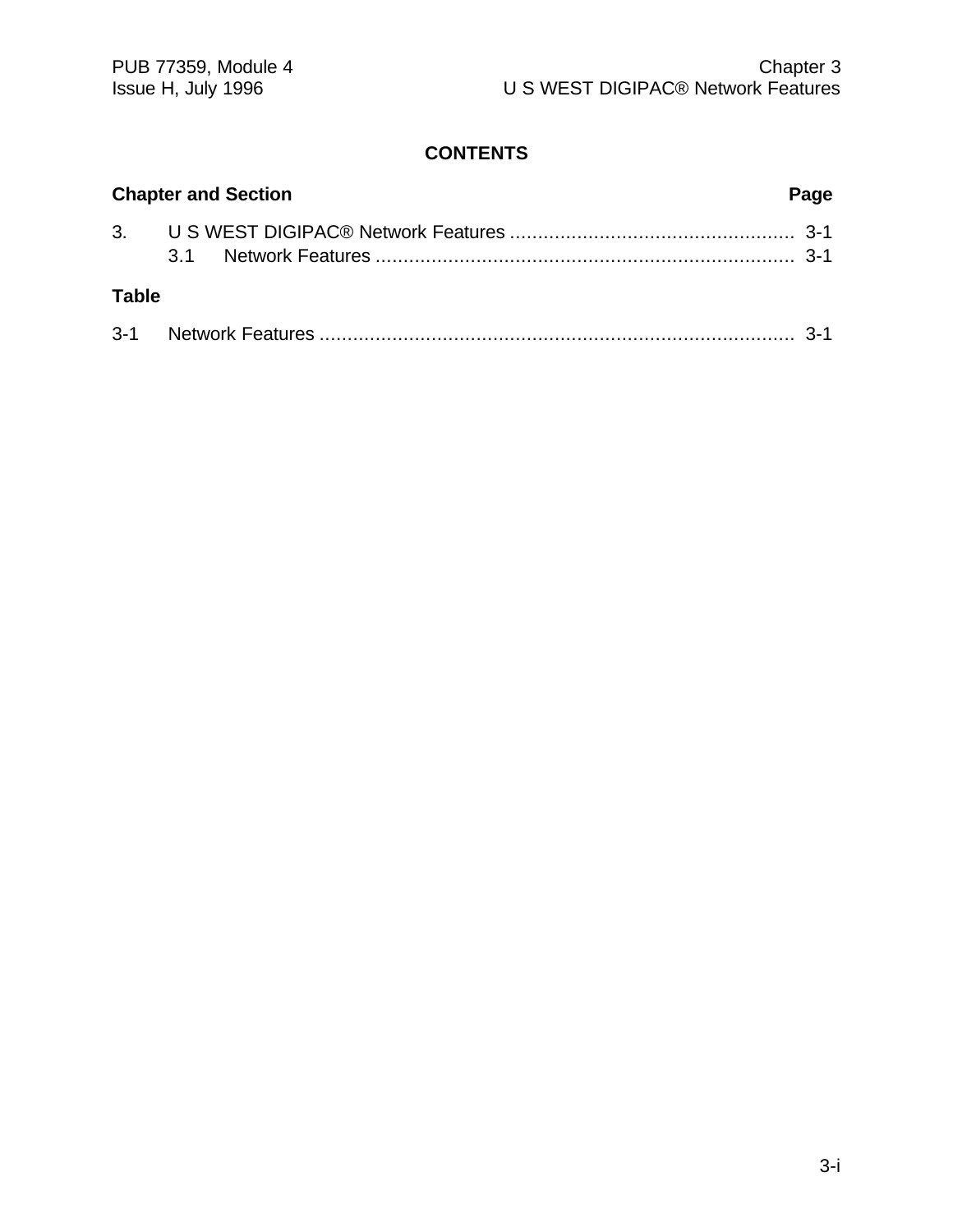## CONTENTS

**Chapter and Section** **Page**

3. U S WEST DIGIPAC® Network Features .................................................. 3-1
   3.1 Network Features .......................................................................... 3-1

**Table**

3-1 Network Features .................................................................................... 3-1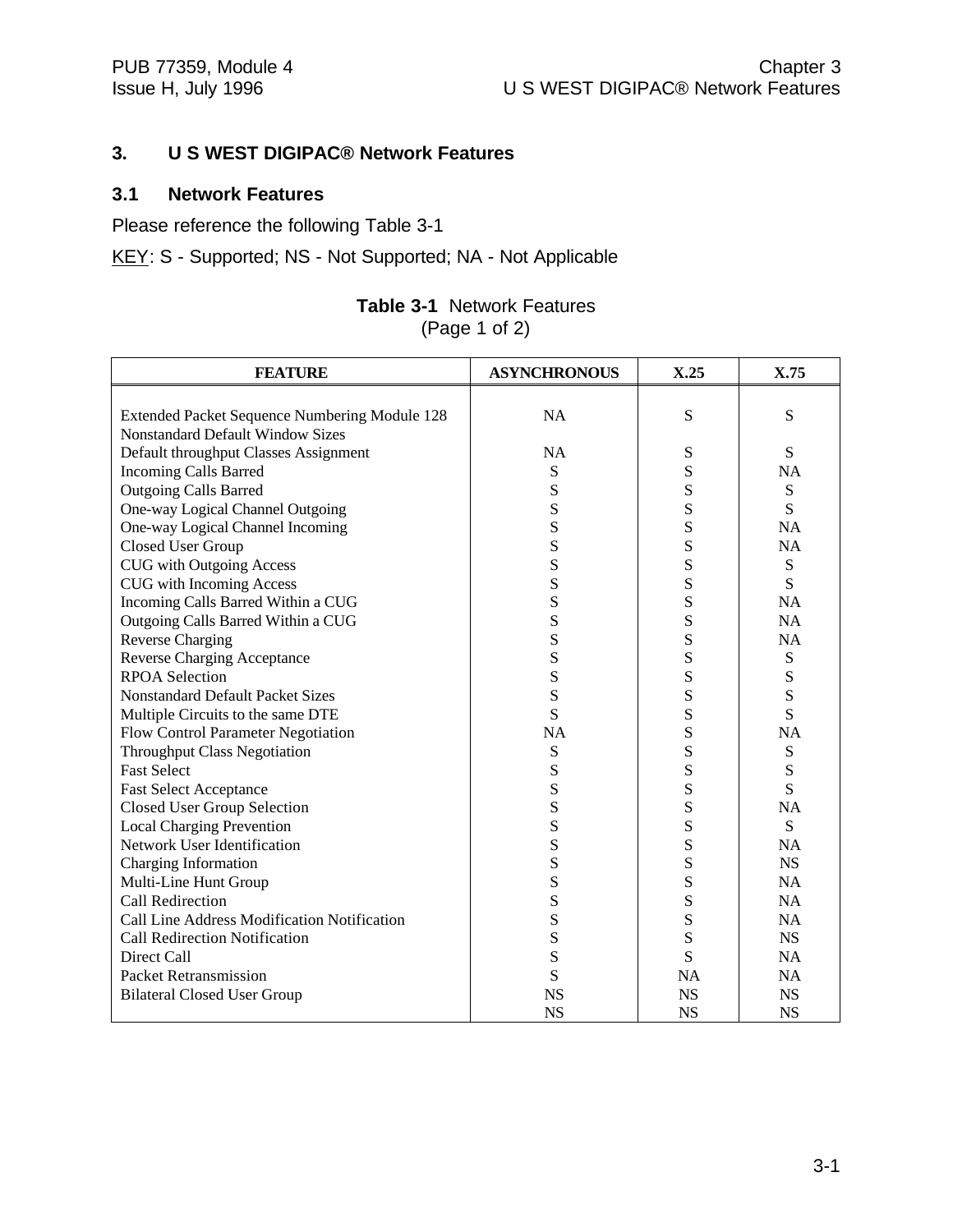# 3. U S WEST DIGIPAC® Network Features

## 3.1 Network Features

Please reference the following Table 3-1

KEY: S - Supported; NS - Not Supported; NA - Not Applicable

**Table 3-1** Network Features
(Page 1 of 2)

| FEATURE | ASYNCHRONOUS | X.25 | X.75 |
|---|---|---|---|
| Extended Packet Sequence Numbering Module 128 | NA | S | S |
| Nonstandard Default Window Sizes | | | |
| Default throughput Classes Assignment | NA | S | S |
| Incoming Calls Barred | S | S | NA |
| Outgoing Calls Barred | S | S | S |
| One-way Logical Channel Outgoing | S | S | S |
| One-way Logical Channel Incoming | S | S | NA |
| Closed User Group | S | S | NA |
| CUG with Outgoing Access | S | S | S |
| CUG with Incoming Access | S | S | S |
| Incoming Calls Barred Within a CUG | S | S | NA |
| Outgoing Calls Barred Within a CUG | S | S | NA |
| Reverse Charging | S | S | NA |
| Reverse Charging Acceptance | S | S | S |
| RPOA Selection | S | S | S |
| Nonstandard Default Packet Sizes | S | S | S |
| Multiple Circuits to the same DTE | S | S | S |
| Flow Control Parameter Negotiation | NA | S | NA |
| Throughput Class Negotiation | S | S | S |
| Fast Select | S | S | S |
| Fast Select Acceptance | S | S | S |
| Closed User Group Selection | S | S | NA |
| Local Charging Prevention | S | S | S |
| Network User Identification | S | S | NA |
| Charging Information | S | S | NS |
| Multi-Line Hunt Group | S | S | NA |
| Call Redirection | S | S | NA |
| Call Line Address Modification Notification | S | S | NA |
| Call Redirection Notification | S | S | NS |
| Direct Call | S | S | NA |
| Packet Retransmission | S | NA | NA |
| Bilateral Closed User Group | NS | NS | NS |
| | NS | NS | NS |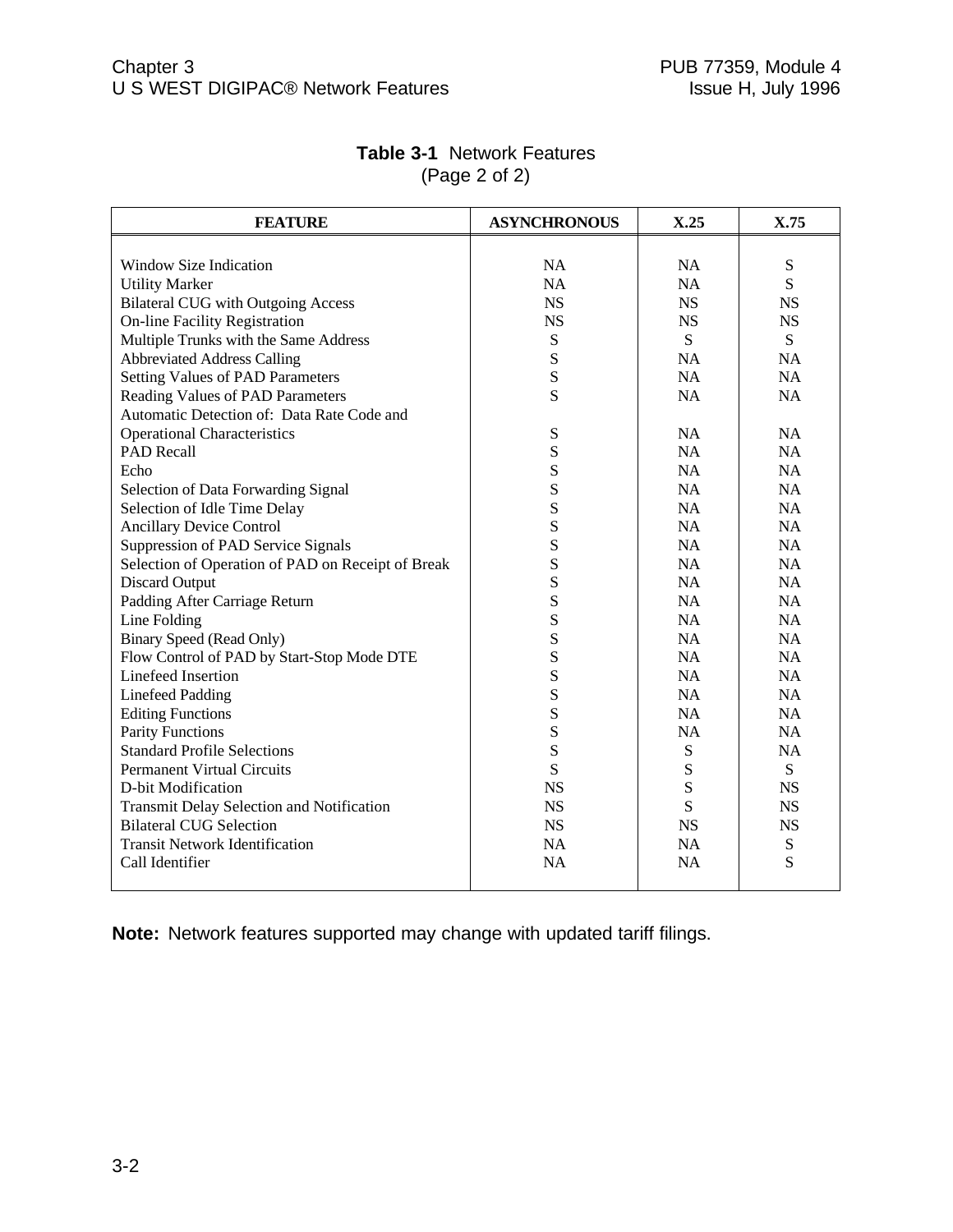**Table 3-1** Network Features
(Page 2 of 2)

| FEATURE | ASYNCHRONOUS | X.25 | X.75 |
|---|---|---|---|
| Window Size Indication | NA | NA | S |
| Utility Marker | NA | NA | S |
| Bilateral CUG with Outgoing Access | NS | NS | NS |
| On-line Facility Registration | NS | NS | NS |
| Multiple Trunks with the Same Address | S | S | S |
| Abbreviated Address Calling | S | NA | NA |
| Setting Values of PAD Parameters | S | NA | NA |
| Reading Values of PAD Parameters | S | NA | NA |
| Automatic Detection of: Data Rate Code and Operational Characteristics | S | NA | NA |
| PAD Recall | S | NA | NA |
| Echo | S | NA | NA |
| Selection of Data Forwarding Signal | S | NA | NA |
| Selection of Idle Time Delay | S | NA | NA |
| Ancillary Device Control | S | NA | NA |
| Suppression of PAD Service Signals | S | NA | NA |
| Selection of Operation of PAD on Receipt of Break | S | NA | NA |
| Discard Output | S | NA | NA |
| Padding After Carriage Return | S | NA | NA |
| Line Folding | S | NA | NA |
| Binary Speed (Read Only) | S | NA | NA |
| Flow Control of PAD by Start-Stop Mode DTE | S | NA | NA |
| Linefeed Insertion | S | NA | NA |
| Linefeed Padding | S | NA | NA |
| Editing Functions | S | NA | NA |
| Parity Functions | S | NA | NA |
| Standard Profile Selections | S | S | NA |
| Permanent Virtual Circuits | S | S | S |
| D-bit Modification | NS | S | NS |
| Transmit Delay Selection and Notification | NS | S | NS |
| Bilateral CUG Selection | NS | NS | NS |
| Transit Network Identification | NA | NA | S |
| Call Identifier | NA | NA | S |

**Note:** Network features supported may change with updated tariff filings.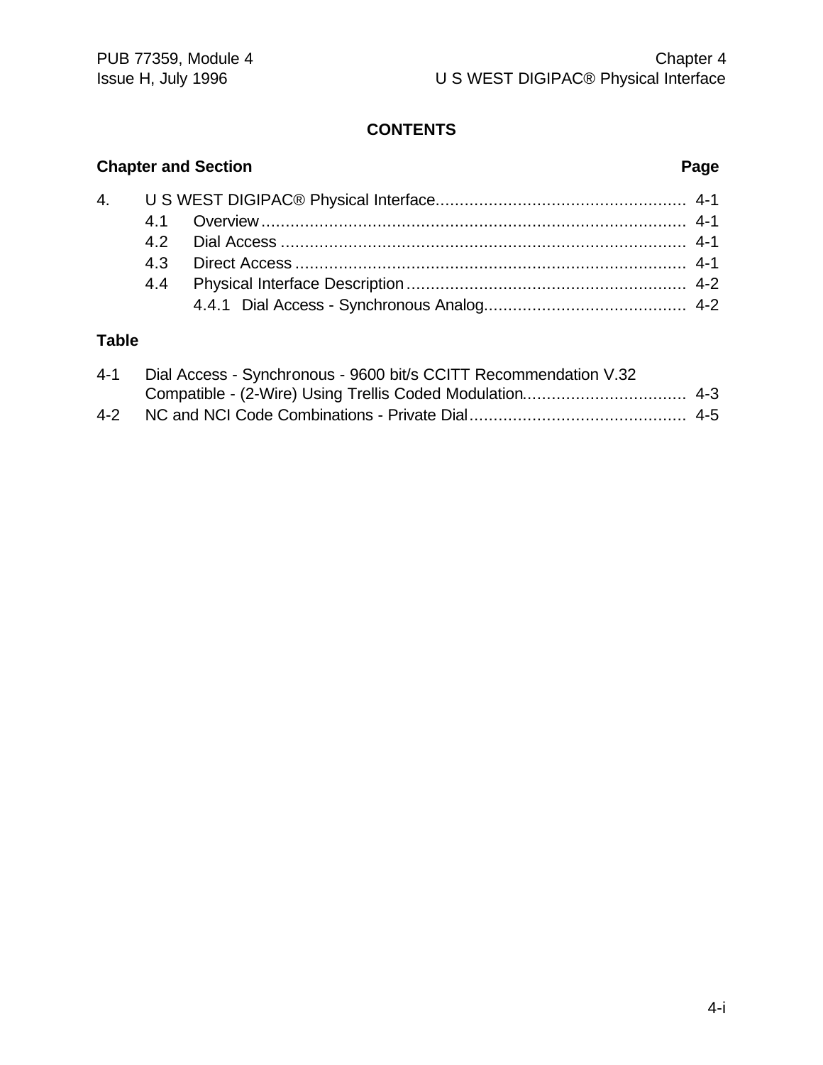**CONTENTS**

| Chapter and Section | | | Page |
|---|---|---|---|
| 4. | U S WEST DIGIPAC® Physical Interface | | 4-1 |
| | 4.1 | Overview | 4-1 |
| | 4.2 | Dial Access | 4-1 |
| | 4.3 | Direct Access | 4-1 |
| | 4.4 | Physical Interface Description | 4-2 |
| | | 4.4.1 Dial Access - Synchronous Analog | 4-2 |

**Table**

| | | |
|---|---|---|
| 4-1 | Dial Access - Synchronous - 9600 bit/s CCITT Recommendation V.32 Compatible - (2-Wire) Using Trellis Coded Modulation | 4-3 |
| 4-2 | NC and NCI Code Combinations - Private Dial | 4-5 |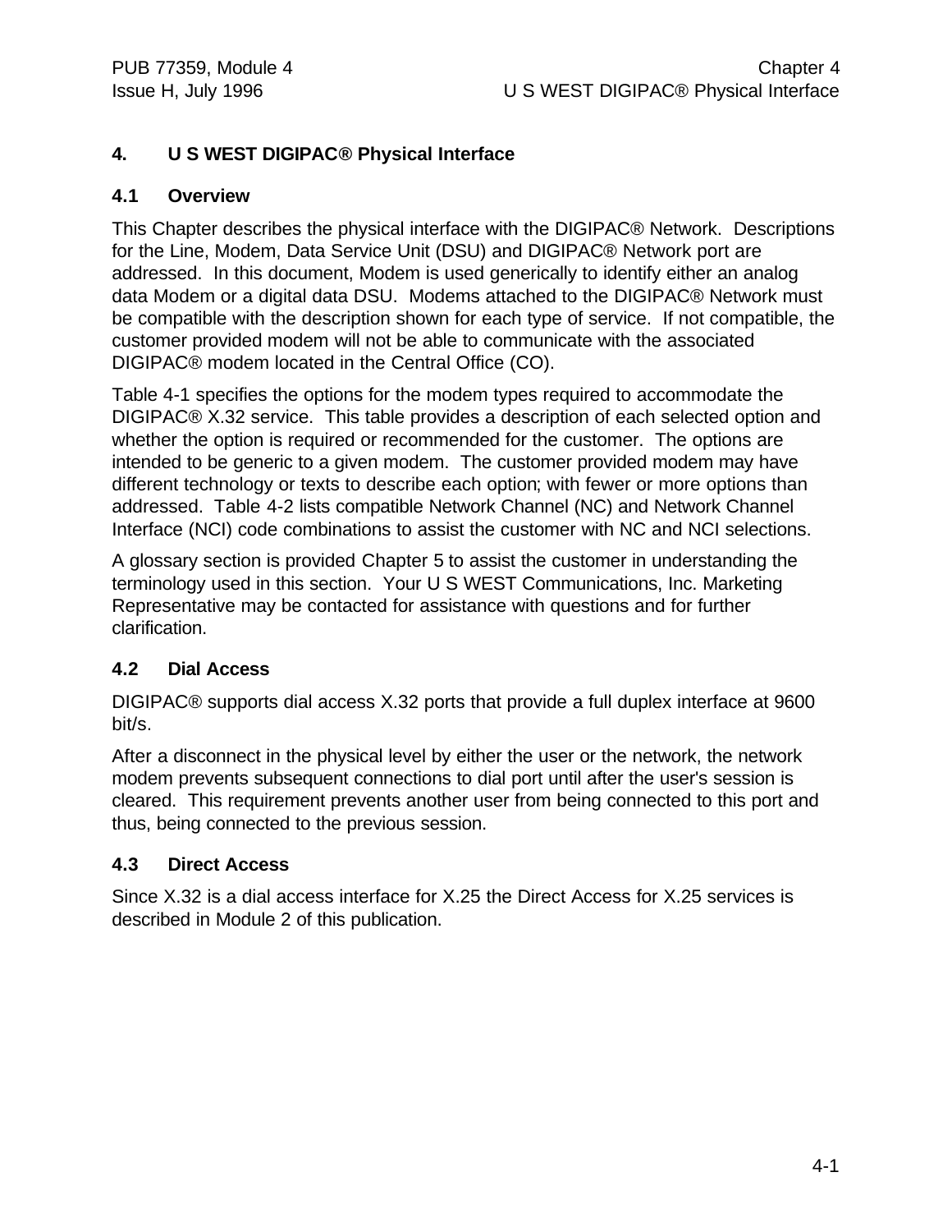# 4. U S WEST DIGIPAC® Physical Interface

## 4.1 Overview

This Chapter describes the physical interface with the DIGIPAC® Network. Descriptions for the Line, Modem, Data Service Unit (DSU) and DIGIPAC® Network port are addressed. In this document, Modem is used generically to identify either an analog data Modem or a digital data DSU. Modems attached to the DIGIPAC® Network must be compatible with the description shown for each type of service. If not compatible, the customer provided modem will not be able to communicate with the associated DIGIPAC® modem located in the Central Office (CO).

Table 4-1 specifies the options for the modem types required to accommodate the DIGIPAC® X.32 service. This table provides a description of each selected option and whether the option is required or recommended for the customer. The options are intended to be generic to a given modem. The customer provided modem may have different technology or texts to describe each option; with fewer or more options than addressed. Table 4-2 lists compatible Network Channel (NC) and Network Channel Interface (NCI) code combinations to assist the customer with NC and NCI selections.

A glossary section is provided Chapter 5 to assist the customer in understanding the terminology used in this section. Your U S WEST Communications, Inc. Marketing Representative may be contacted for assistance with questions and for further clarification.

## 4.2 Dial Access

DIGIPAC® supports dial access X.32 ports that provide a full duplex interface at 9600 bit/s.

After a disconnect in the physical level by either the user or the network, the network modem prevents subsequent connections to dial port until after the user's session is cleared. This requirement prevents another user from being connected to this port and thus, being connected to the previous session.

## 4.3 Direct Access

Since X.32 is a dial access interface for X.25 the Direct Access for X.25 services is described in Module 2 of this publication.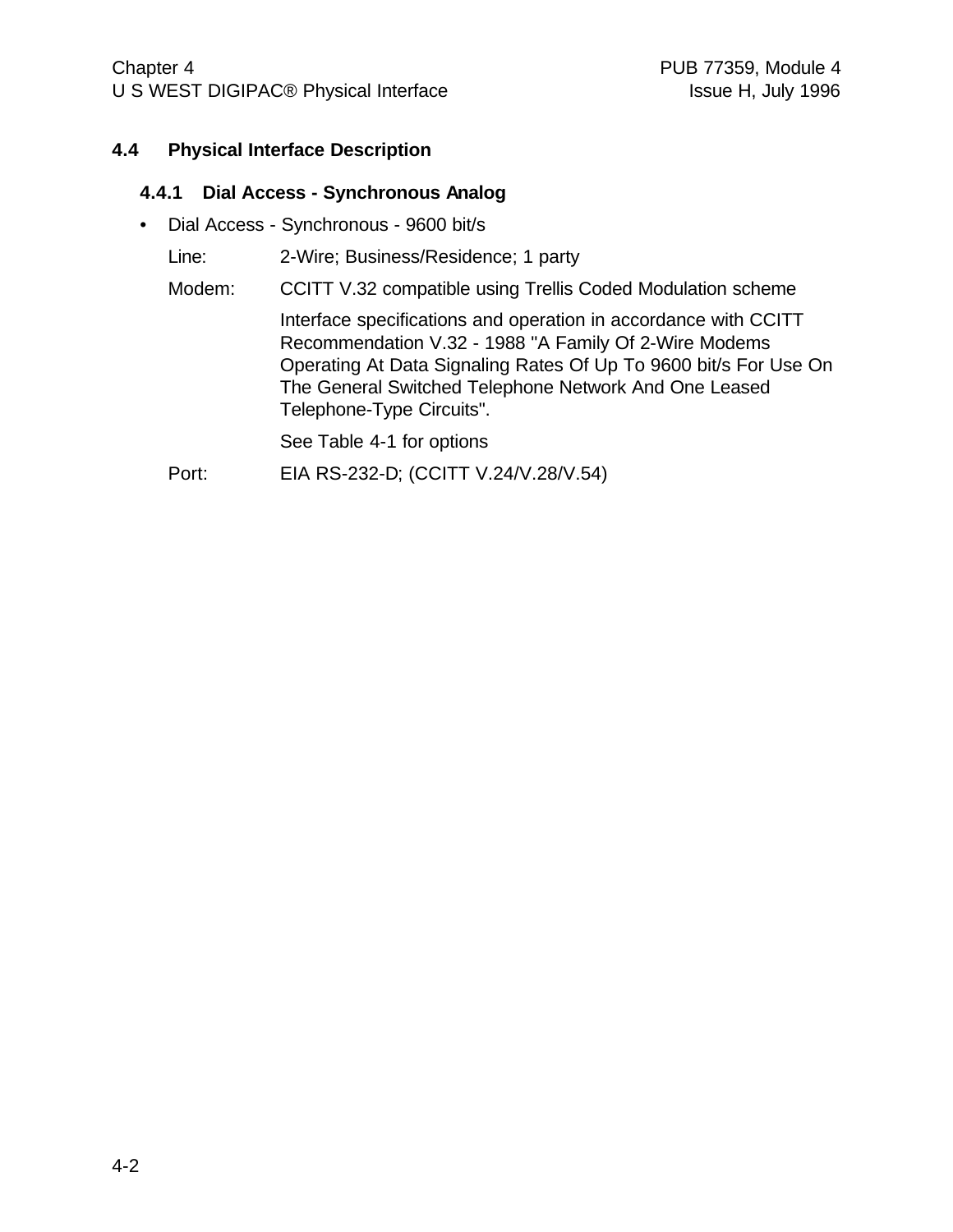## 4.4 Physical Interface Description

### 4.4.1 Dial Access - Synchronous Analog

- Dial Access - Synchronous - 9600 bit/s

  Line: 2-Wire; Business/Residence; 1 party

  Modem: CCITT V.32 compatible using Trellis Coded Modulation scheme

  Interface specifications and operation in accordance with CCITT Recommendation V.32 - 1988 "A Family Of 2-Wire Modems Operating At Data Signaling Rates Of Up To 9600 bit/s For Use On The General Switched Telephone Network And One Leased Telephone-Type Circuits".

  See Table 4-1 for options

  Port: EIA RS-232-D; (CCITT V.24/V.28/V.54)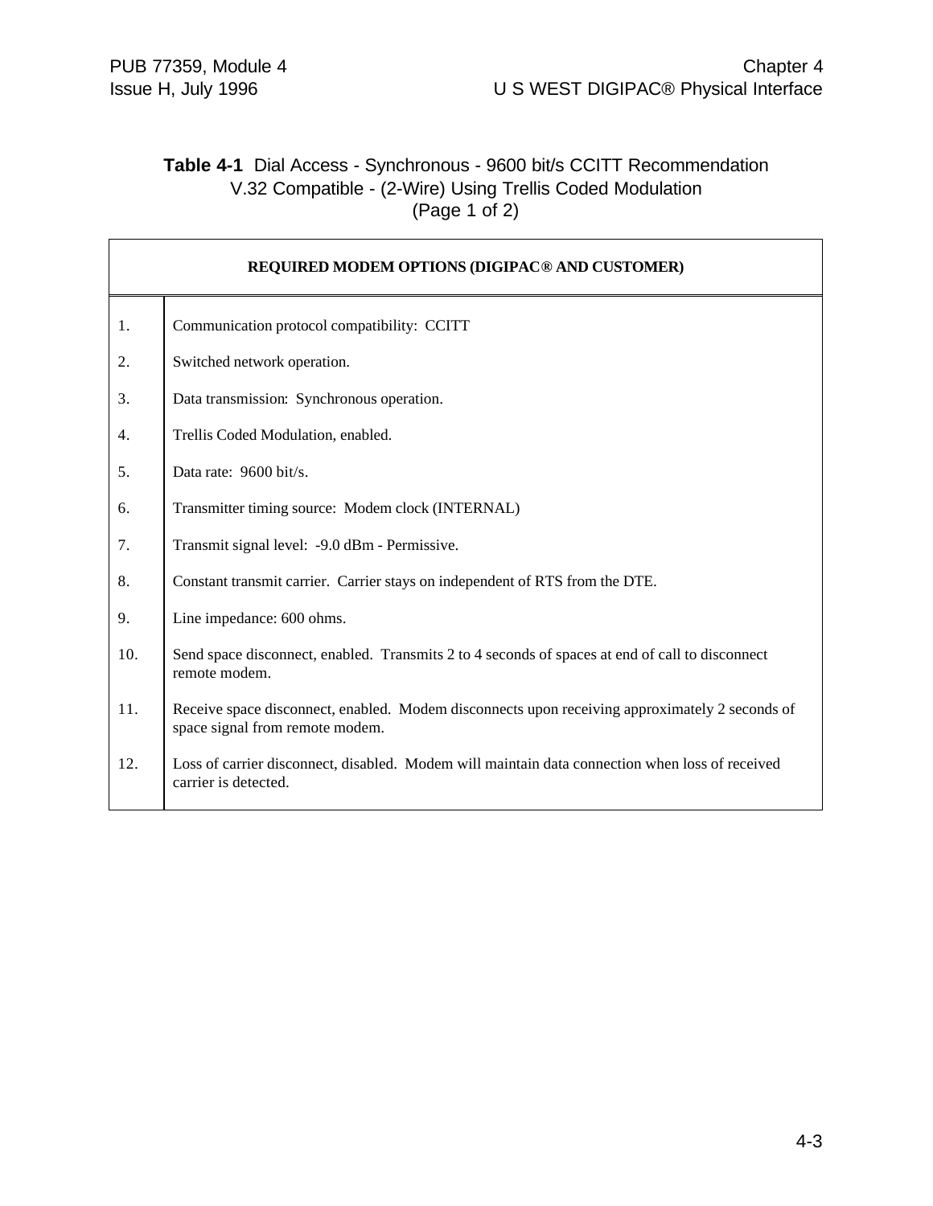**Table 4-1** Dial Access - Synchronous - 9600 bit/s CCITT Recommendation V.32 Compatible - (2-Wire) Using Trellis Coded Modulation (Page 1 of 2)

| REQUIRED MODEM OPTIONS (DIGIPAC® AND CUSTOMER) | |
|---|---|
| 1. | Communication protocol compatibility: CCITT |
| 2. | Switched network operation. |
| 3. | Data transmission: Synchronous operation. |
| 4. | Trellis Coded Modulation, enabled. |
| 5. | Data rate: 9600 bit/s. |
| 6. | Transmitter timing source: Modem clock (INTERNAL) |
| 7. | Transmit signal level: -9.0 dBm - Permissive. |
| 8. | Constant transmit carrier. Carrier stays on independent of RTS from the DTE. |
| 9. | Line impedance: 600 ohms. |
| 10. | Send space disconnect, enabled. Transmits 2 to 4 seconds of spaces at end of call to disconnect remote modem. |
| 11. | Receive space disconnect, enabled. Modem disconnects upon receiving approximately 2 seconds of space signal from remote modem. |
| 12. | Loss of carrier disconnect, disabled. Modem will maintain data connection when loss of received carrier is detected. |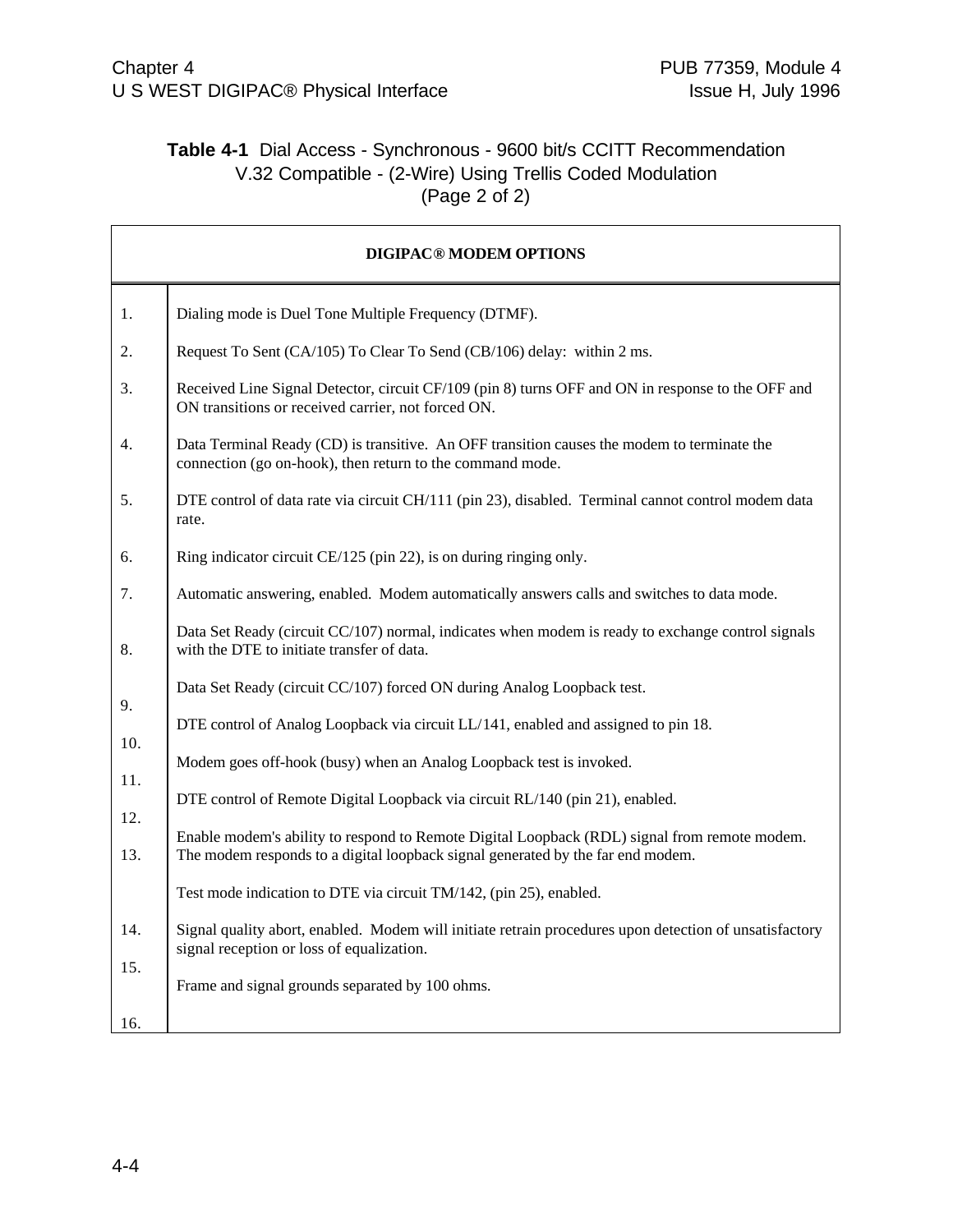**Table 4-1** Dial Access - Synchronous - 9600 bit/s CCITT Recommendation V.32 Compatible - (2-Wire) Using Trellis Coded Modulation (Page 2 of 2)

| DIGIPAC® MODEM OPTIONS | |
|---|---|
| 1. | Dialing mode is Duel Tone Multiple Frequency (DTMF). |
| 2. | Request To Sent (CA/105) To Clear To Send (CB/106) delay: within 2 ms. |
| 3. | Received Line Signal Detector, circuit CF/109 (pin 8) turns OFF and ON in response to the OFF and ON transitions or received carrier, not forced ON. |
| 4. | Data Terminal Ready (CD) is transitive. An OFF transition causes the modem to terminate the connection (go on-hook), then return to the command mode. |
| 5. | DTE control of data rate via circuit CH/111 (pin 23), disabled. Terminal cannot control modem data rate. |
| 6. | Ring indicator circuit CE/125 (pin 22), is on during ringing only. |
| 7. | Automatic answering, enabled. Modem automatically answers calls and switches to data mode. |
| 8. | Data Set Ready (circuit CC/107) normal, indicates when modem is ready to exchange control signals with the DTE to initiate transfer of data. |
| 9. | Data Set Ready (circuit CC/107) forced ON during Analog Loopback test. |
| 10. | DTE control of Analog Loopback via circuit LL/141, enabled and assigned to pin 18. |
| 11. | Modem goes off-hook (busy) when an Analog Loopback test is invoked. |
| 12. | DTE control of Remote Digital Loopback via circuit RL/140 (pin 21), enabled. |
| 13. | Enable modem's ability to respond to Remote Digital Loopback (RDL) signal from remote modem. The modem responds to a digital loopback signal generated by the far end modem. |
| 14. | Test mode indication to DTE via circuit TM/142, (pin 25), enabled. |
| 15. | Signal quality abort, enabled. Modem will initiate retrain procedures upon detection of unsatisfactory signal reception or loss of equalization. |
| 16. | Frame and signal grounds separated by 100 ohms. |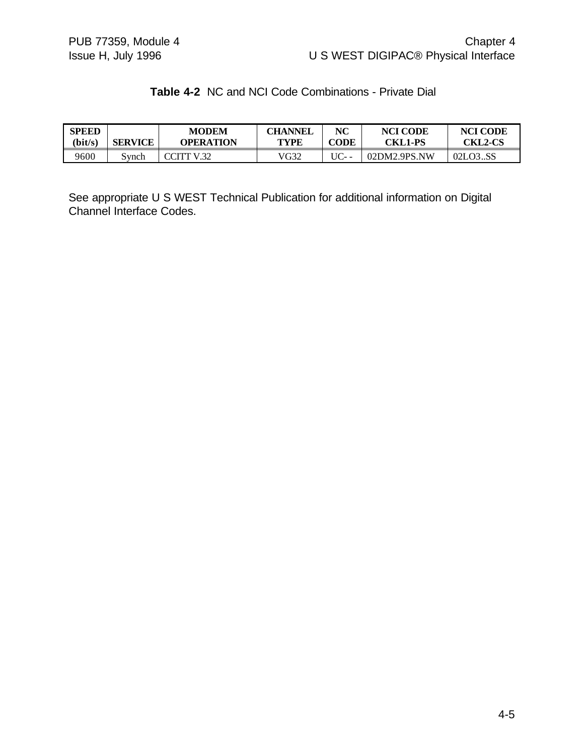**Table 4-2** NC and NCI Code Combinations - Private Dial

| SPEED (bit/s) | SERVICE | MODEM OPERATION | CHANNEL TYPE | NC CODE | NCI CODE CKL1-PS | NCI CODE CKL2-CS |
|---|---|---|---|---|---|---|
| 9600 | Synch | CCITT V.32 | VG32 | UC- - | 02DM2.9PS.NW | 02LO3..SS |

See appropriate U S WEST Technical Publication for additional information on Digital Channel Interface Codes.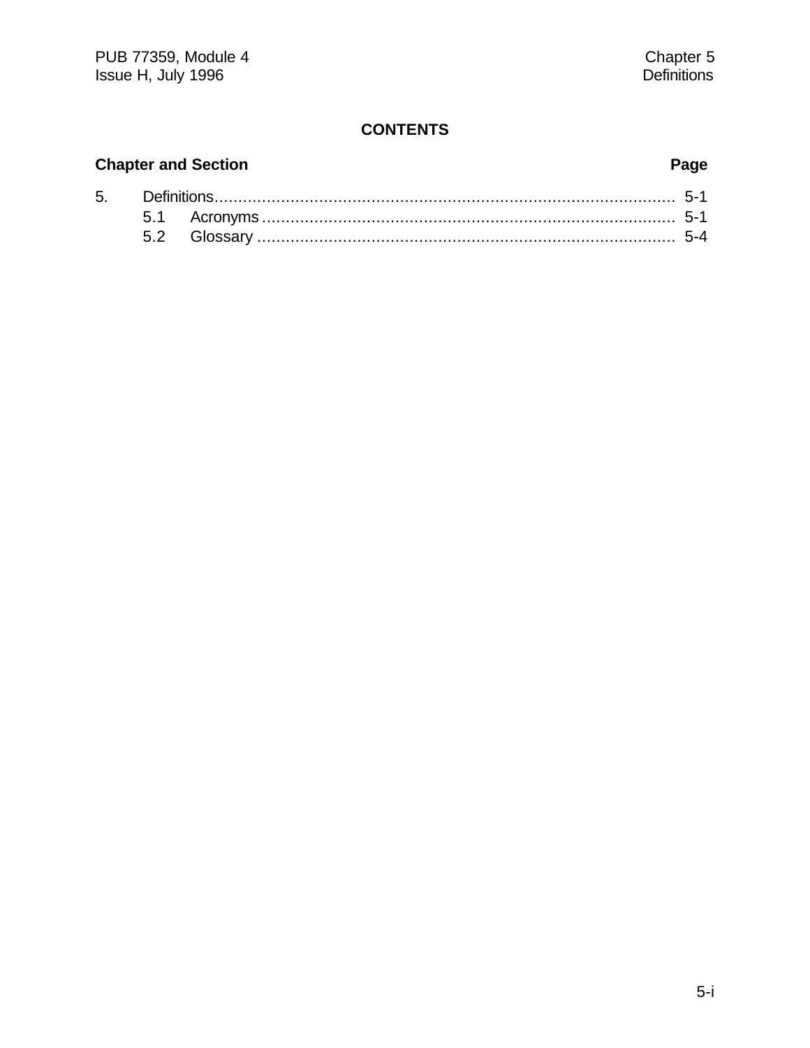# CONTENTS

| Chapter and Section | | Page |
|---|---|---|
| 5. | Definitions | 5-1 |
| | 5.1 Acronyms | 5-1 |
| | 5.2 Glossary | 5-4 |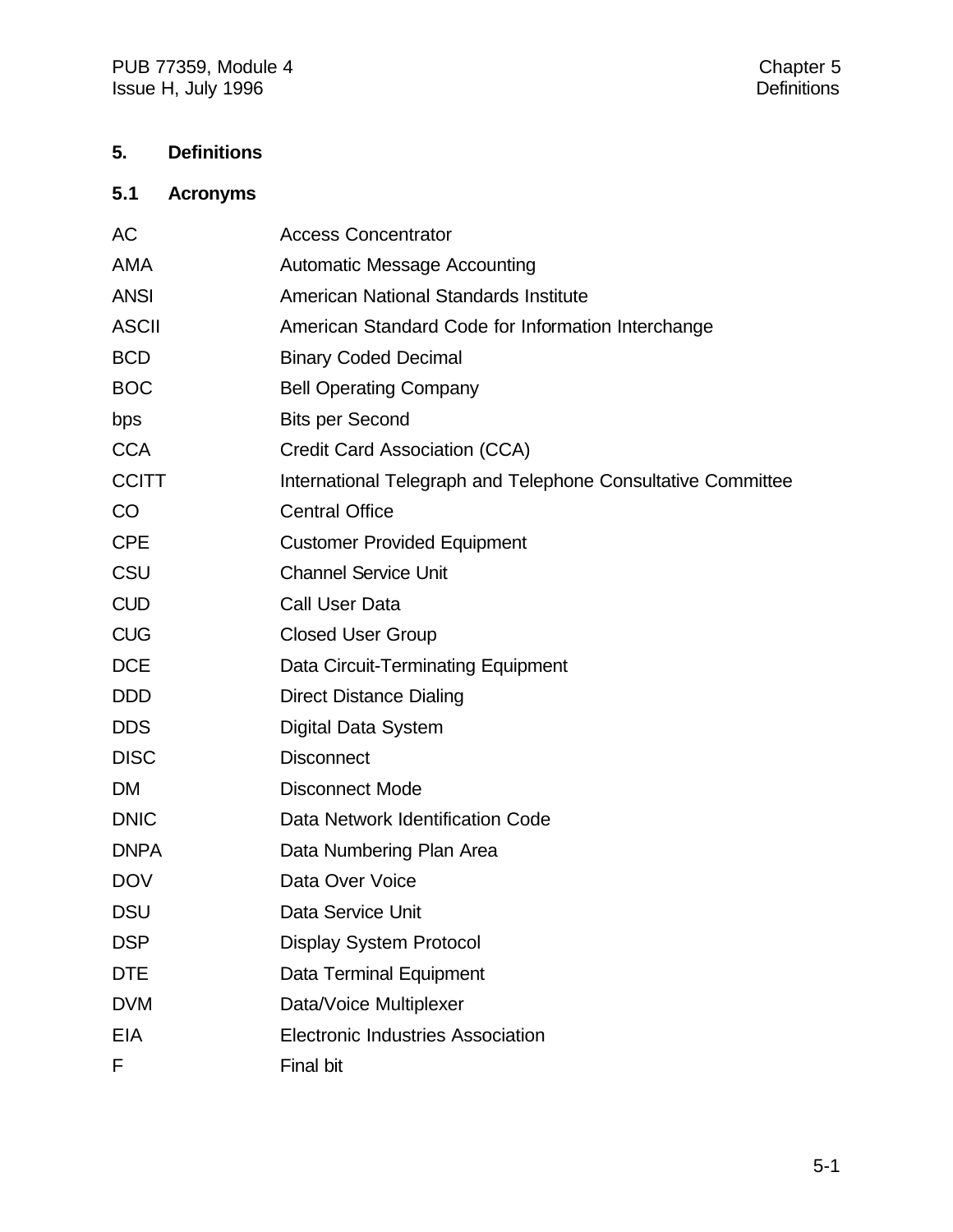# 5. Definitions

## 5.1 Acronyms

| | |
|---|---|
| AC | Access Concentrator |
| AMA | Automatic Message Accounting |
| ANSI | American National Standards Institute |
| ASCII | American Standard Code for Information Interchange |
| BCD | Binary Coded Decimal |
| BOC | Bell Operating Company |
| bps | Bits per Second |
| CCA | Credit Card Association (CCA) |
| CCITT | International Telegraph and Telephone Consultative Committee |
| CO | Central Office |
| CPE | Customer Provided Equipment |
| CSU | Channel Service Unit |
| CUD | Call User Data |
| CUG | Closed User Group |
| DCE | Data Circuit-Terminating Equipment |
| DDD | Direct Distance Dialing |
| DDS | Digital Data System |
| DISC | Disconnect |
| DM | Disconnect Mode |
| DNIC | Data Network Identification Code |
| DNPA | Data Numbering Plan Area |
| DOV | Data Over Voice |
| DSU | Data Service Unit |
| DSP | Display System Protocol |
| DTE | Data Terminal Equipment |
| DVM | Data/Voice Multiplexer |
| EIA | Electronic Industries Association |
| F | Final bit |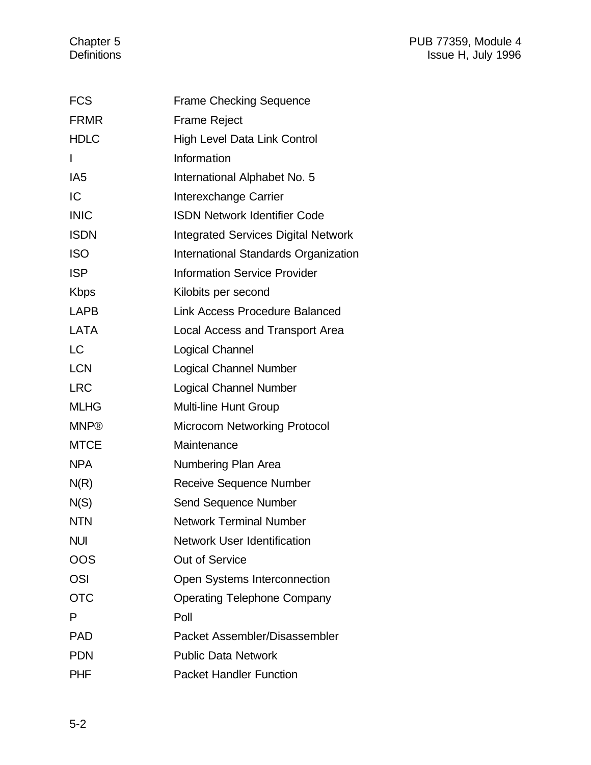| | |
|---|---|
| FCS | Frame Checking Sequence |
| FRMR | Frame Reject |
| HDLC | High Level Data Link Control |
| I | Information |
| IA5 | International Alphabet No. 5 |
| IC | Interexchange Carrier |
| INIC | ISDN Network Identifier Code |
| ISDN | Integrated Services Digital Network |
| ISO | International Standards Organization |
| ISP | Information Service Provider |
| Kbps | Kilobits per second |
| LAPB | Link Access Procedure Balanced |
| LATA | Local Access and Transport Area |
| LC | Logical Channel |
| LCN | Logical Channel Number |
| LRC | Logical Channel Number |
| MLHG | Multi-line Hunt Group |
| MNP® | Microcom Networking Protocol |
| MTCE | Maintenance |
| NPA | Numbering Plan Area |
| N(R) | Receive Sequence Number |
| N(S) | Send Sequence Number |
| NTN | Network Terminal Number |
| NUI | Network User Identification |
| OOS | Out of Service |
| OSI | Open Systems Interconnection |
| OTC | Operating Telephone Company |
| P | Poll |
| PAD | Packet Assembler/Disassembler |
| PDN | Public Data Network |
| PHF | Packet Handler Function |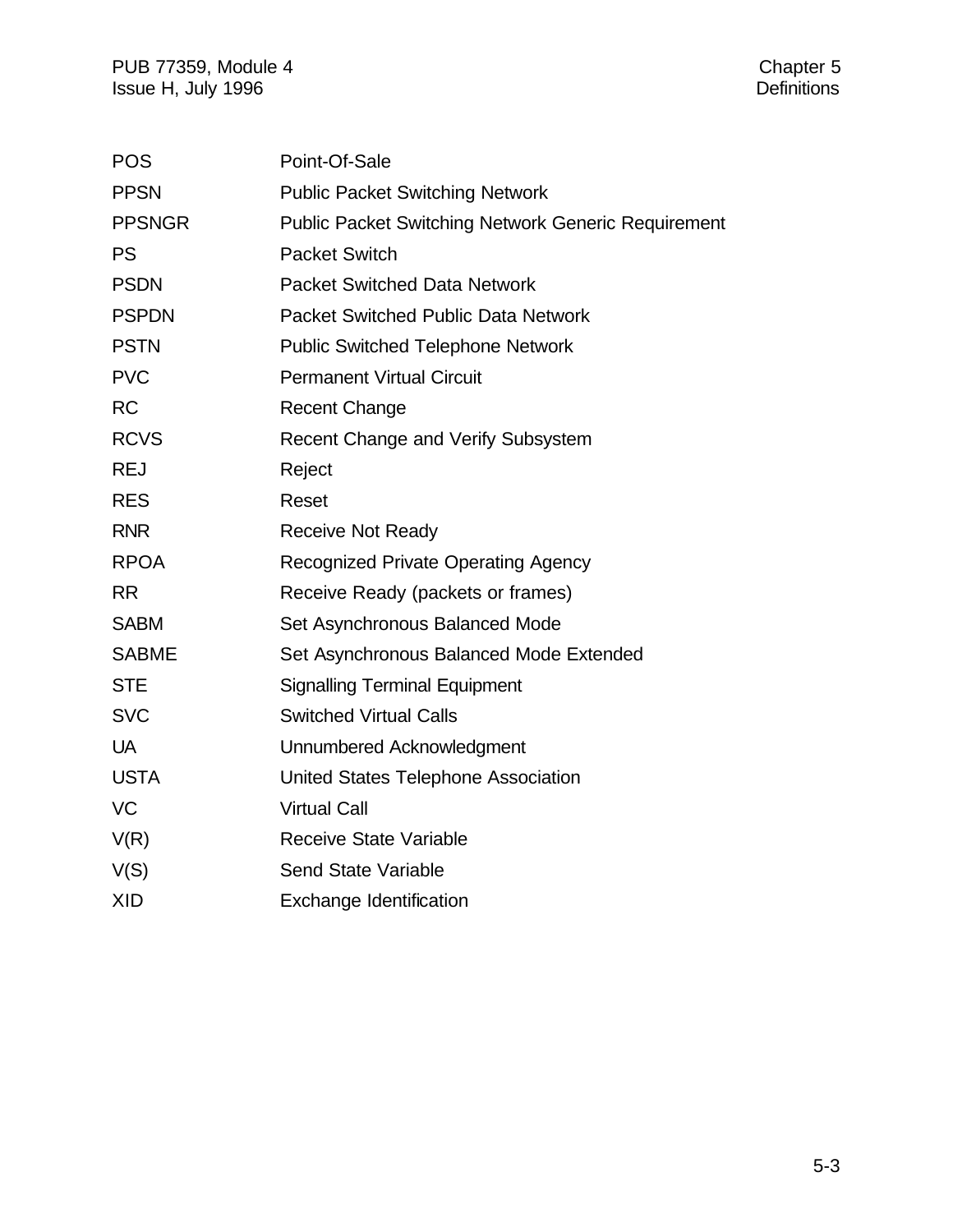| | |
|---|---|
| POS | Point-Of-Sale |
| PPSN | Public Packet Switching Network |
| PPSNGR | Public Packet Switching Network Generic Requirement |
| PS | Packet Switch |
| PSDN | Packet Switched Data Network |
| PSPDN | Packet Switched Public Data Network |
| PSTN | Public Switched Telephone Network |
| PVC | Permanent Virtual Circuit |
| RC | Recent Change |
| RCVS | Recent Change and Verify Subsystem |
| REJ | Reject |
| RES | Reset |
| RNR | Receive Not Ready |
| RPOA | Recognized Private Operating Agency |
| RR | Receive Ready (packets or frames) |
| SABM | Set Asynchronous Balanced Mode |
| SABME | Set Asynchronous Balanced Mode Extended |
| STE | Signalling Terminal Equipment |
| SVC | Switched Virtual Calls |
| UA | Unnumbered Acknowledgment |
| USTA | United States Telephone Association |
| VC | Virtual Call |
| V(R) | Receive State Variable |
| V(S) | Send State Variable |
| XID | Exchange Identification |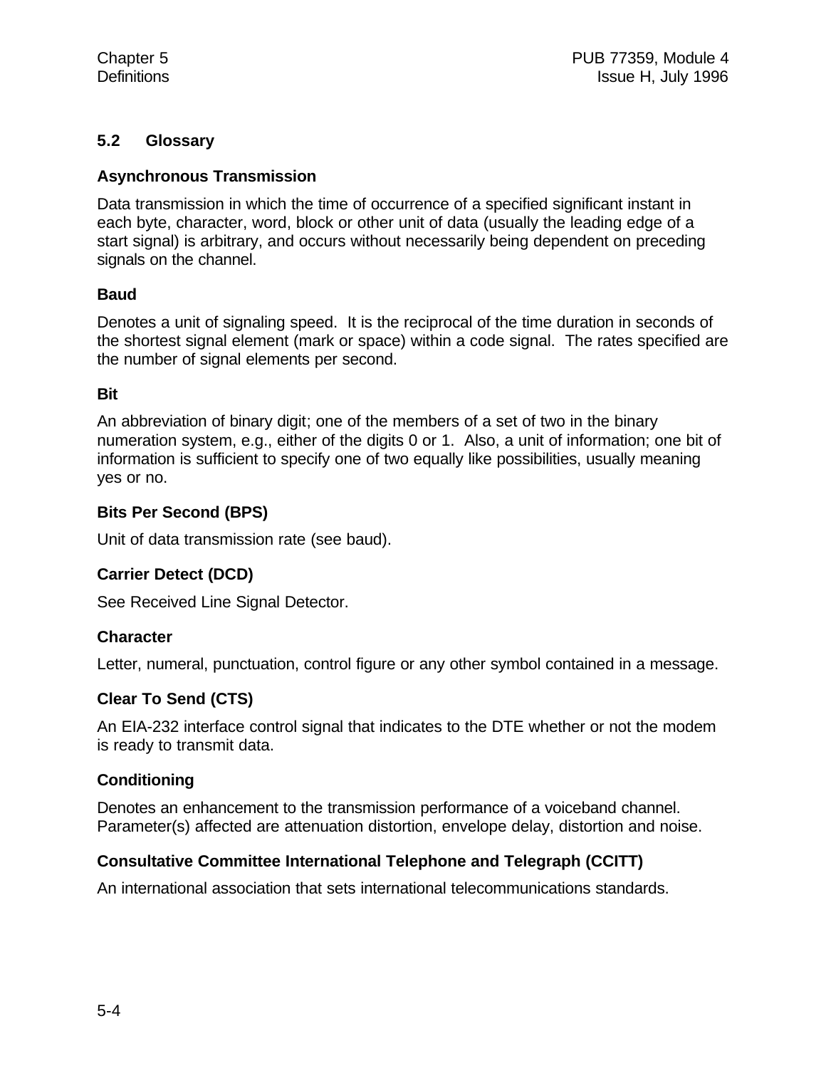## 5.2 Glossary

### Asynchronous Transmission

Data transmission in which the time of occurrence of a specified significant instant in each byte, character, word, block or other unit of data (usually the leading edge of a start signal) is arbitrary, and occurs without necessarily being dependent on preceding signals on the channel.

### Baud

Denotes a unit of signaling speed. It is the reciprocal of the time duration in seconds of the shortest signal element (mark or space) within a code signal. The rates specified are the number of signal elements per second.

### Bit

An abbreviation of binary digit; one of the members of a set of two in the binary numeration system, e.g., either of the digits 0 or 1. Also, a unit of information; one bit of information is sufficient to specify one of two equally like possibilities, usually meaning yes or no.

### Bits Per Second (BPS)

Unit of data transmission rate (see baud).

### Carrier Detect (DCD)

See Received Line Signal Detector.

### Character

Letter, numeral, punctuation, control figure or any other symbol contained in a message.

### Clear To Send (CTS)

An EIA-232 interface control signal that indicates to the DTE whether or not the modem is ready to transmit data.

### Conditioning

Denotes an enhancement to the transmission performance of a voiceband channel. Parameter(s) affected are attenuation distortion, envelope delay, distortion and noise.

### Consultative Committee International Telephone and Telegraph (CCITT)

An international association that sets international telecommunications standards.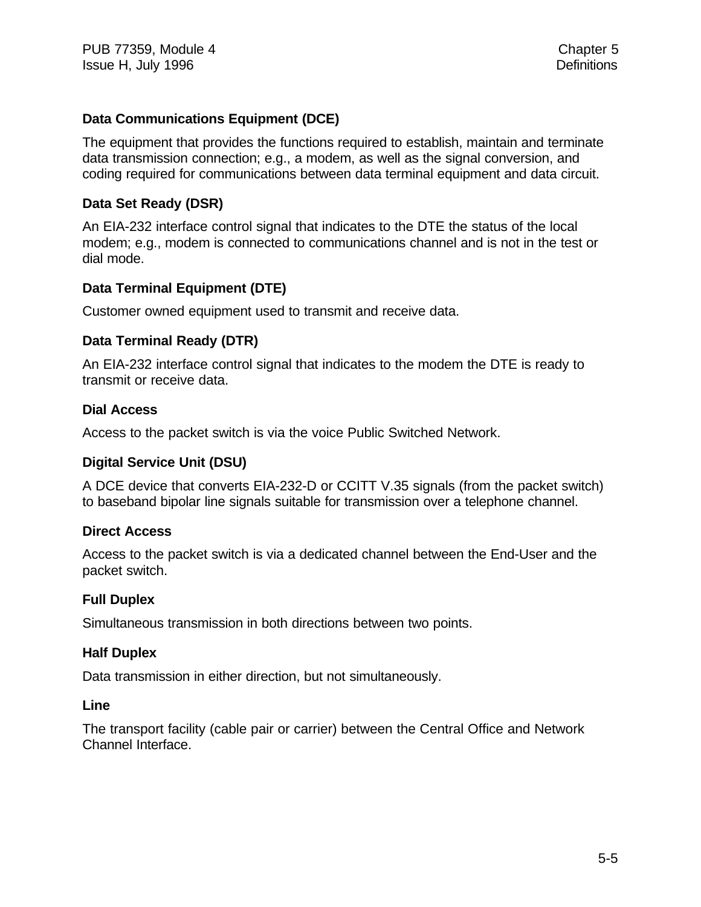**Data Communications Equipment (DCE)**

The equipment that provides the functions required to establish, maintain and terminate data transmission connection; e.g., a modem, as well as the signal conversion, and coding required for communications between data terminal equipment and data circuit.

**Data Set Ready (DSR)**

An EIA-232 interface control signal that indicates to the DTE the status of the local modem; e.g., modem is connected to communications channel and is not in the test or dial mode.

**Data Terminal Equipment (DTE)**

Customer owned equipment used to transmit and receive data.

**Data Terminal Ready (DTR)**

An EIA-232 interface control signal that indicates to the modem the DTE is ready to transmit or receive data.

**Dial Access**

Access to the packet switch is via the voice Public Switched Network.

**Digital Service Unit (DSU)**

A DCE device that converts EIA-232-D or CCITT V.35 signals (from the packet switch) to baseband bipolar line signals suitable for transmission over a telephone channel.

**Direct Access**

Access to the packet switch is via a dedicated channel between the End-User and the packet switch.

**Full Duplex**

Simultaneous transmission in both directions between two points.

**Half Duplex**

Data transmission in either direction, but not simultaneously.

**Line**

The transport facility (cable pair or carrier) between the Central Office and Network Channel Interface.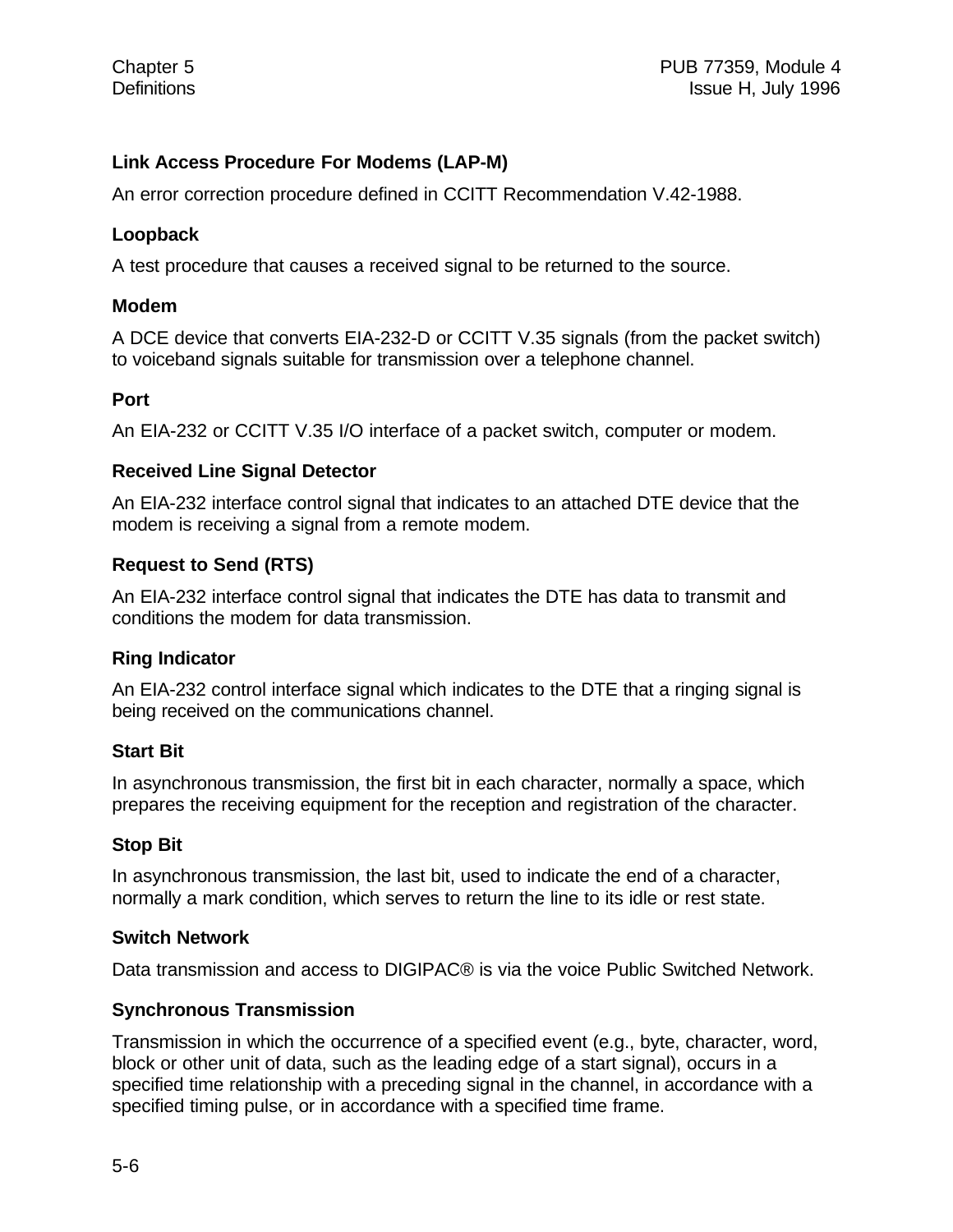**Link Access Procedure For Modems (LAP-M)**

An error correction procedure defined in CCITT Recommendation V.42-1988.

**Loopback**

A test procedure that causes a received signal to be returned to the source.

**Modem**

A DCE device that converts EIA-232-D or CCITT V.35 signals (from the packet switch) to voiceband signals suitable for transmission over a telephone channel.

**Port**

An EIA-232 or CCITT V.35 I/O interface of a packet switch, computer or modem.

**Received Line Signal Detector**

An EIA-232 interface control signal that indicates to an attached DTE device that the modem is receiving a signal from a remote modem.

**Request to Send (RTS)**

An EIA-232 interface control signal that indicates the DTE has data to transmit and conditions the modem for data transmission.

**Ring Indicator**

An EIA-232 control interface signal which indicates to the DTE that a ringing signal is being received on the communications channel.

**Start Bit**

In asynchronous transmission, the first bit in each character, normally a space, which prepares the receiving equipment for the reception and registration of the character.

**Stop Bit**

In asynchronous transmission, the last bit, used to indicate the end of a character, normally a mark condition, which serves to return the line to its idle or rest state.

**Switch Network**

Data transmission and access to DIGIPAC® is via the voice Public Switched Network.

**Synchronous Transmission**

Transmission in which the occurrence of a specified event (e.g., byte, character, word, block or other unit of data, such as the leading edge of a start signal), occurs in a specified time relationship with a preceding signal in the channel, in accordance with a specified timing pulse, or in accordance with a specified time frame.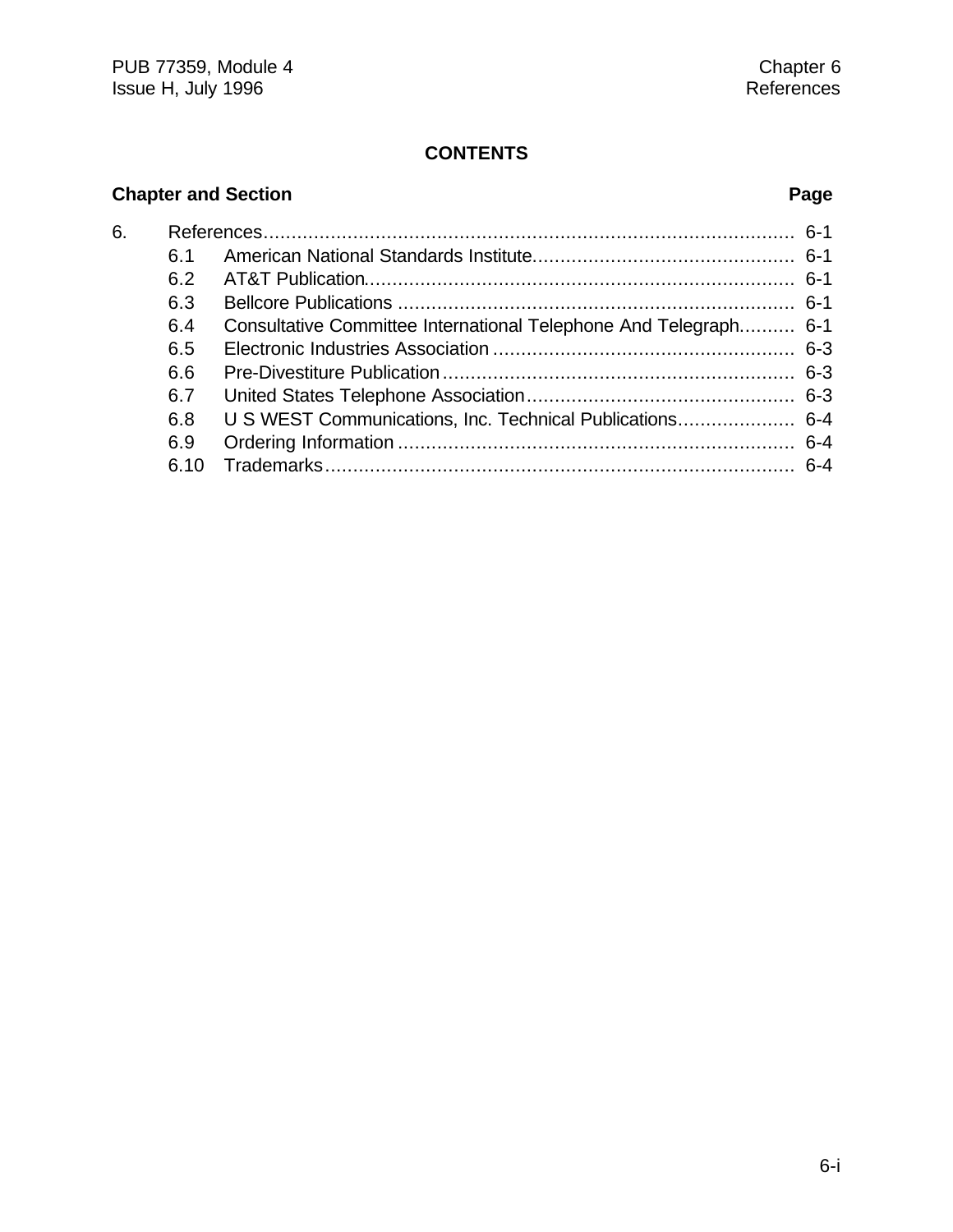## CONTENTS

| Chapter and Section | | Page |
|---|---|---|
| 6. | References | 6-1 |
| 6.1 | American National Standards Institute | 6-1 |
| 6.2 | AT&T Publication | 6-1 |
| 6.3 | Bellcore Publications | 6-1 |
| 6.4 | Consultative Committee International Telephone And Telegraph | 6-1 |
| 6.5 | Electronic Industries Association | 6-3 |
| 6.6 | Pre-Divestiture Publication | 6-3 |
| 6.7 | United States Telephone Association | 6-3 |
| 6.8 | U S WEST Communications, Inc. Technical Publications | 6-4 |
| 6.9 | Ordering Information | 6-4 |
| 6.10 | Trademarks | 6-4 |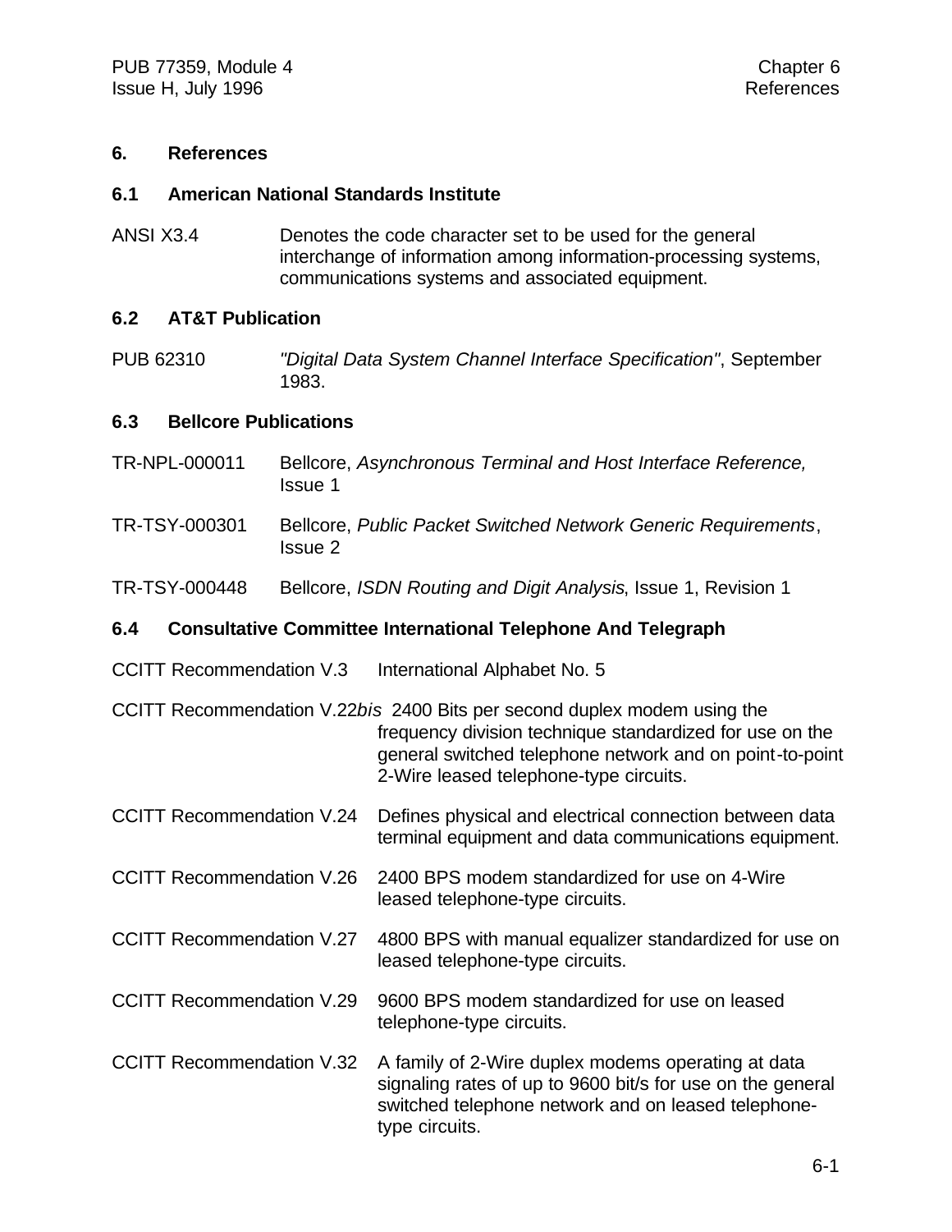# 6. References

## 6.1 American National Standards Institute

ANSI X3.4 — Denotes the code character set to be used for the general interchange of information among information-processing systems, communications systems and associated equipment.

## 6.2 AT&T Publication

PUB 62310 — *"Digital Data System Channel Interface Specification"*, September 1983.

## 6.3 Bellcore Publications

TR-NPL-000011 — Bellcore, *Asynchronous Terminal and Host Interface Reference,* Issue 1

TR-TSY-000301 — Bellcore, *Public Packet Switched Network Generic Requirements*, Issue 2

TR-TSY-000448 — Bellcore, *ISDN Routing and Digit Analysis*, Issue 1, Revision 1

## 6.4 Consultative Committee International Telephone And Telegraph

CCITT Recommendation V.3 — International Alphabet No. 5

CCITT Recommendation V.22*bis* — 2400 Bits per second duplex modem using the frequency division technique standardized for use on the general switched telephone network and on point-to-point 2-Wire leased telephone-type circuits.

CCITT Recommendation V.24 — Defines physical and electrical connection between data terminal equipment and data communications equipment.

CCITT Recommendation V.26 — 2400 BPS modem standardized for use on 4-Wire leased telephone-type circuits.

CCITT Recommendation V.27 — 4800 BPS with manual equalizer standardized for use on leased telephone-type circuits.

CCITT Recommendation V.29 — 9600 BPS modem standardized for use on leased telephone-type circuits.

CCITT Recommendation V.32 — A family of 2-Wire duplex modems operating at data signaling rates of up to 9600 bit/s for use on the general switched telephone network and on leased telephone-type circuits.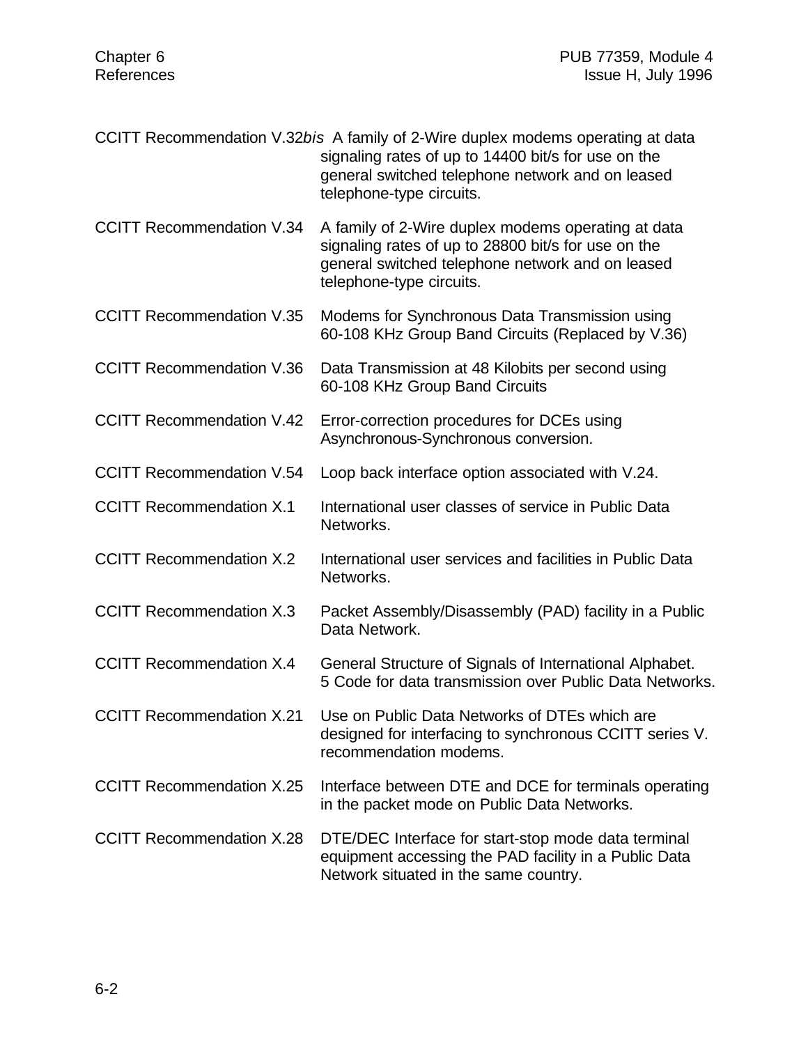CCITT Recommendation V.32*bis* A family of 2-Wire duplex modems operating at data signaling rates of up to 14400 bit/s for use on the general switched telephone network and on leased telephone-type circuits.

CCITT Recommendation V.34 A family of 2-Wire duplex modems operating at data signaling rates of up to 28800 bit/s for use on the general switched telephone network and on leased telephone-type circuits.

CCITT Recommendation V.35 Modems for Synchronous Data Transmission using 60-108 KHz Group Band Circuits (Replaced by V.36)

CCITT Recommendation V.36 Data Transmission at 48 Kilobits per second using 60-108 KHz Group Band Circuits

CCITT Recommendation V.42 Error-correction procedures for DCEs using Asynchronous-Synchronous conversion.

CCITT Recommendation V.54 Loop back interface option associated with V.24.

CCITT Recommendation X.1 International user classes of service in Public Data Networks.

CCITT Recommendation X.2 International user services and facilities in Public Data Networks.

CCITT Recommendation X.3 Packet Assembly/Disassembly (PAD) facility in a Public Data Network.

CCITT Recommendation X.4 General Structure of Signals of International Alphabet. 5 Code for data transmission over Public Data Networks.

CCITT Recommendation X.21 Use on Public Data Networks of DTEs which are designed for interfacing to synchronous CCITT series V. recommendation modems.

CCITT Recommendation X.25 Interface between DTE and DCE for terminals operating in the packet mode on Public Data Networks.

CCITT Recommendation X.28 DTE/DEC Interface for start-stop mode data terminal equipment accessing the PAD facility in a Public Data Network situated in the same country.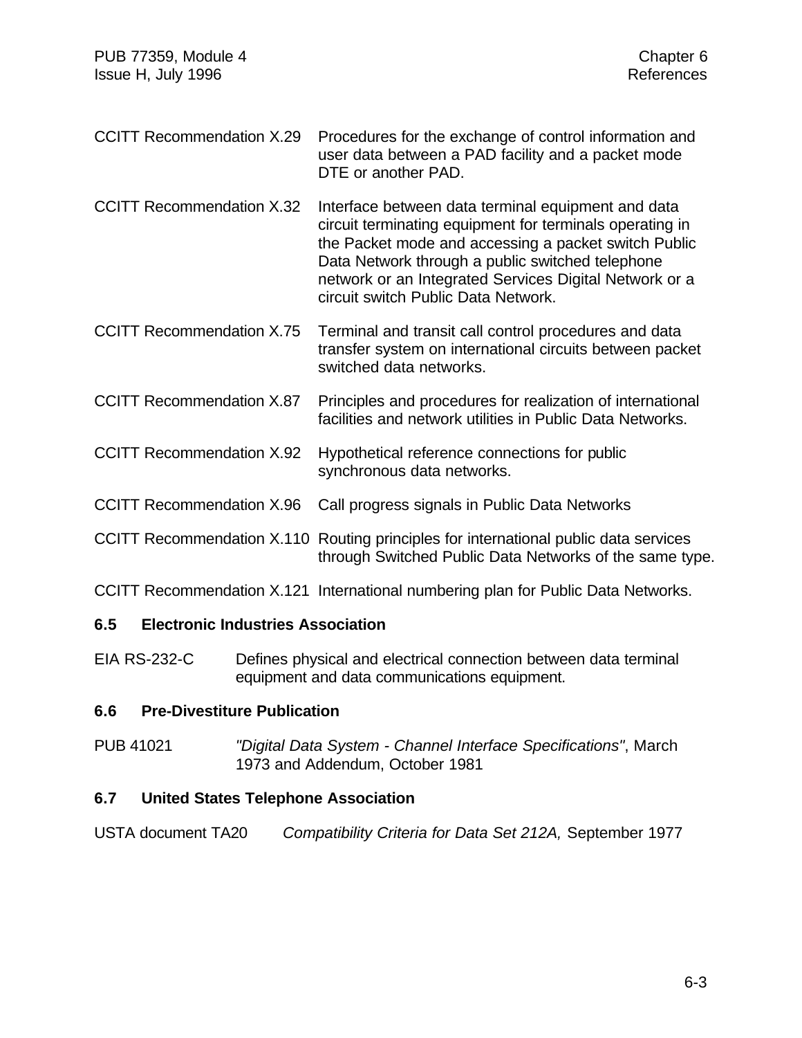| | |
|---|---|
| CCITT Recommendation X.29 | Procedures for the exchange of control information and user data between a PAD facility and a packet mode DTE or another PAD. |
| CCITT Recommendation X.32 | Interface between data terminal equipment and data circuit terminating equipment for terminals operating in the Packet mode and accessing a packet switch Public Data Network through a public switched telephone network or an Integrated Services Digital Network or a circuit switch Public Data Network. |
| CCITT Recommendation X.75 | Terminal and transit call control procedures and data transfer system on international circuits between packet switched data networks. |
| CCITT Recommendation X.87 | Principles and procedures for realization of international facilities and network utilities in Public Data Networks. |
| CCITT Recommendation X.92 | Hypothetical reference connections for public synchronous data networks. |
| CCITT Recommendation X.96 | Call progress signals in Public Data Networks |
| CCITT Recommendation X.110 | Routing principles for international public data services through Switched Public Data Networks of the same type. |
| CCITT Recommendation X.121 | International numbering plan for Public Data Networks. |

## 6.5 Electronic Industries Association

| | |
|---|---|
| EIA RS-232-C | Defines physical and electrical connection between data terminal equipment and data communications equipment. |

## 6.6 Pre-Divestiture Publication

| | |
|---|---|
| PUB 41021 | *"Digital Data System - Channel Interface Specifications"*, March 1973 and Addendum, October 1981 |

## 6.7 United States Telephone Association

| | |
|---|---|
| USTA document TA20 | *Compatibility Criteria for Data Set 212A,* September 1977 |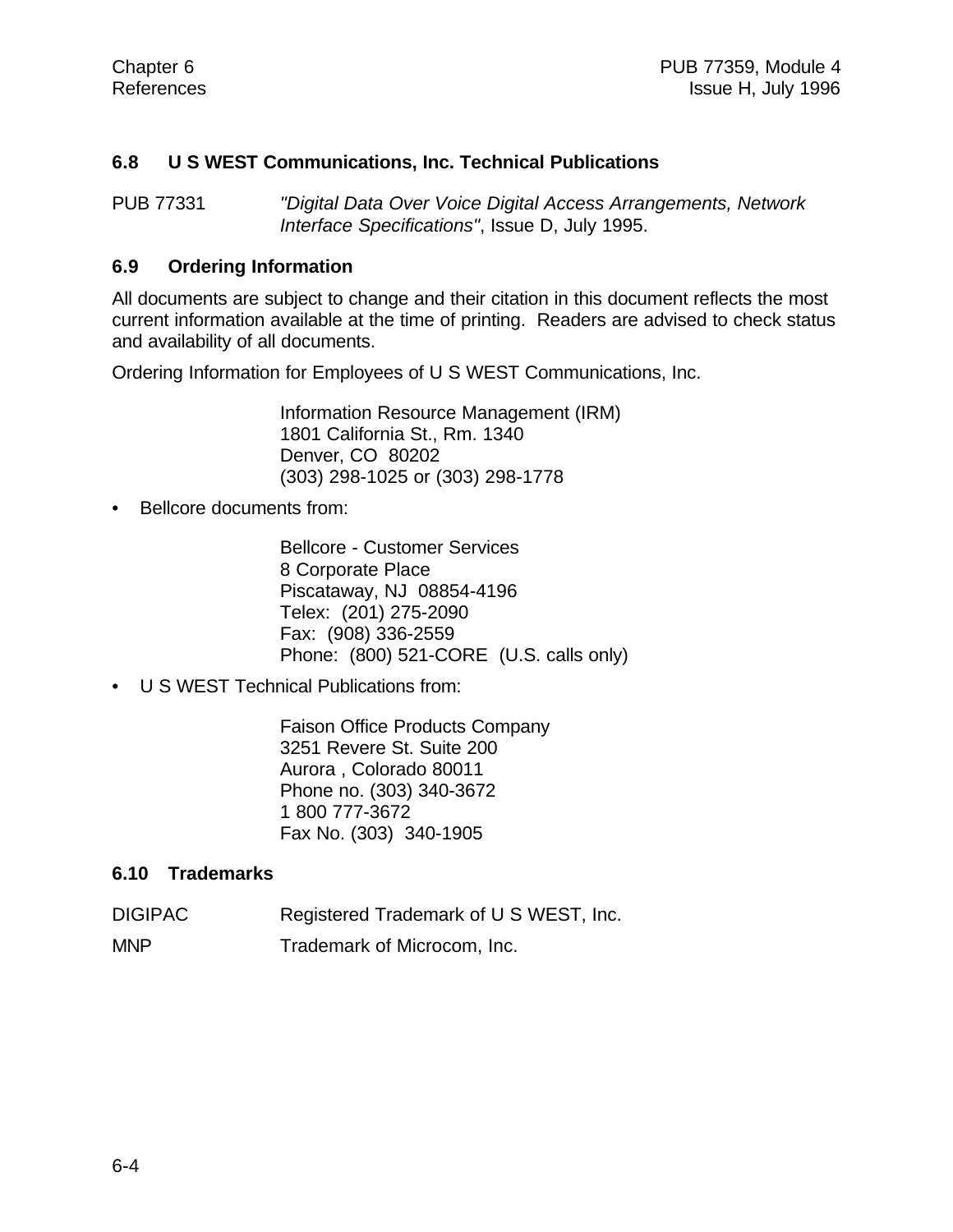## 6.8 U S WEST Communications, Inc. Technical Publications

PUB 77331 *"Digital Data Over Voice Digital Access Arrangements, Network Interface Specifications"*, Issue D, July 1995.

## 6.9 Ordering Information

All documents are subject to change and their citation in this document reflects the most current information available at the time of printing. Readers are advised to check status and availability of all documents.

Ordering Information for Employees of U S WEST Communications, Inc.

Information Resource Management (IRM)
1801 California St., Rm. 1340
Denver, CO 80202
(303) 298-1025 or (303) 298-1778

- Bellcore documents from:

Bellcore - Customer Services
8 Corporate Place
Piscataway, NJ 08854-4196
Telex: (201) 275-2090
Fax: (908) 336-2559
Phone: (800) 521-CORE (U.S. calls only)

- U S WEST Technical Publications from:

Faison Office Products Company
3251 Revere St. Suite 200
Aurora , Colorado 80011
Phone no. (303) 340-3672
1 800 777-3672
Fax No. (303) 340-1905

## 6.10 Trademarks

DIGIPAC Registered Trademark of U S WEST, Inc.

MNP Trademark of Microcom, Inc.